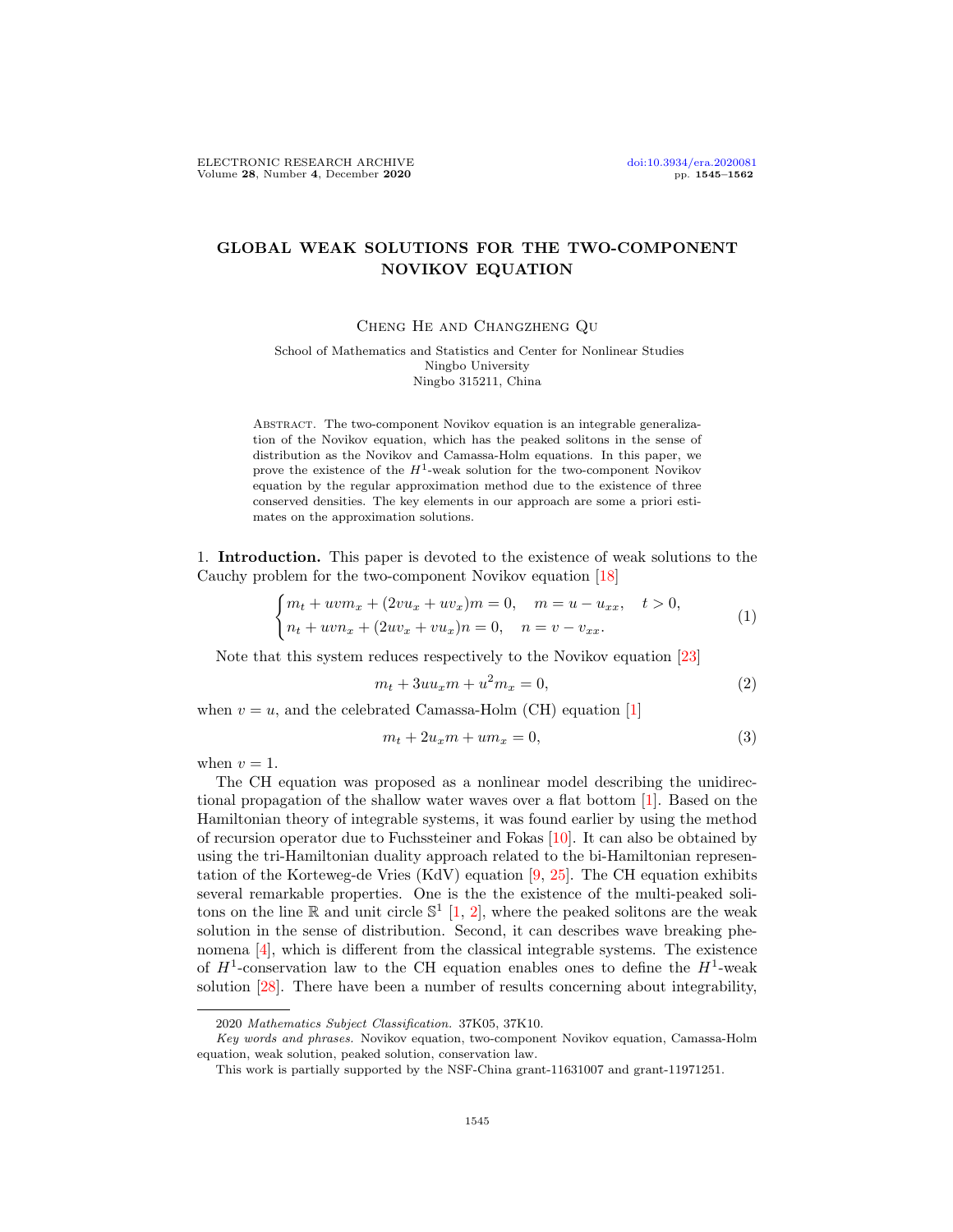# GLOBAL WEAK SOLUTIONS FOR THE TWO-COMPONENT NOVIKOV EQUATION

Cheng He and Changzheng Qu

School of Mathematics and Statistics and Center for Nonlinear Studies
Ningbo University
Ningbo 315211, China

Abstract. The two-component Novikov equation is an integrable generalization of the Novikov equation, which has the peaked solitons in the sense of distribution as the Novikov and Camassa-Holm equations. In this paper, we prove the existence of the $H^1$-weak solution for the two-component Novikov equation by the regular approximation method due to the existence of three conserved densities. The key elements in our approach are some a priori estimates on the approximation solutions.

1. **Introduction.** This paper is devoted to the existence of weak solutions to the Cauchy problem for the two-component Novikov equation [18]

$$
\begin{cases} m_t + uvm_x + (2vu_x + uv_x)m = 0, \quad m = u - u_{xx}, \quad t > 0, \\ n_t + uvn_x + (2uv_x + vu_x)n = 0, \quad n = v - v_{xx}. \end{cases} \tag{1}
$$

Note that this system reduces respectively to the Novikov equation [23]

$$
m_t + 3uu_x m + u^2 m_x = 0, \tag{2}
$$

when $v = u$, and the celebrated Camassa-Holm (CH) equation [1]

$$
m_t + 2u_x m + um_x = 0, \tag{3}
$$

when $v = 1$.

The CH equation was proposed as a nonlinear model describing the unidirectional propagation of the shallow water waves over a flat bottom [1]. Based on the Hamiltonian theory of integrable systems, it was found earlier by using the method of recursion operator due to Fuchssteiner and Fokas [10]. It can also be obtained by using the tri-Hamiltonian duality approach related to the bi-Hamiltonian representation of the Korteweg-de Vries (KdV) equation [9, 25]. The CH equation exhibits several remarkable properties. One is the the existence of the multi-peaked solitons on the line $\mathbb{R}$ and unit circle $\mathbb{S}^1$ [1, 2], where the peaked solitons are the weak solution in the sense of distribution. Second, it can describes wave breaking phenomena [4], which is different from the classical integrable systems. The existence of $H^1$-conservation law to the CH equation enables ones to define the $H^1$-weak solution [28]. There have been a number of results concerning about integrability,

2020 *Mathematics Subject Classification.* 37K05, 37K10.

*Key words and phrases.* Novikov equation, two-component Novikov equation, Camassa-Holm equation, weak solution, peaked solution, conservation law.

This work is partially supported by the NSF-China grant-11631007 and grant-11971251.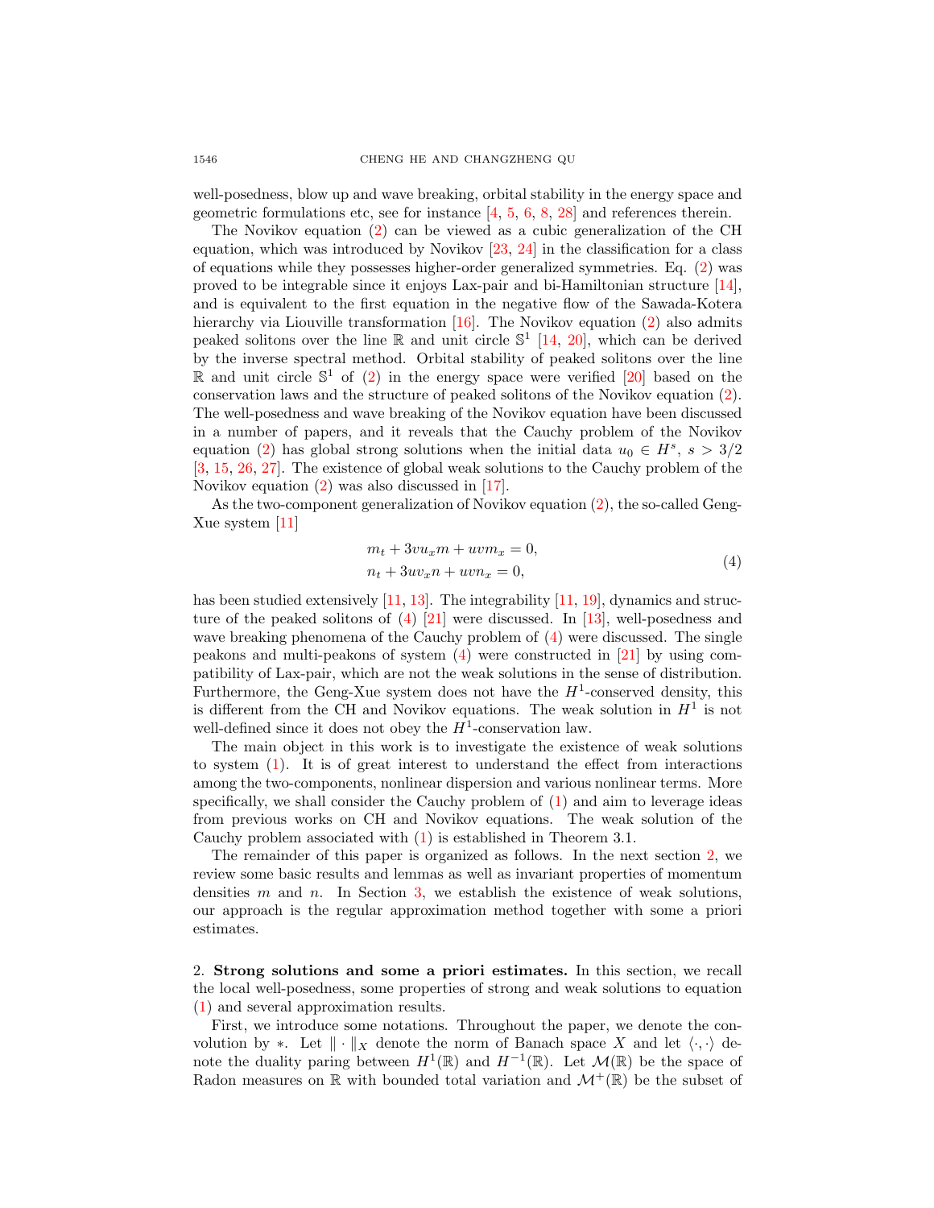well-posedness, blow up and wave breaking, orbital stability in the energy space and geometric formulations etc, see for instance [4, 5, 6, 8, 28] and references therein.

The Novikov equation (2) can be viewed as a cubic generalization of the CH equation, which was introduced by Novikov [23, 24] in the classification for a class of equations while they possesses higher-order generalized symmetries. Eq. (2) was proved to be integrable since it enjoys Lax-pair and bi-Hamiltonian structure [14], and is equivalent to the first equation in the negative flow of the Sawada-Kotera hierarchy via Liouville transformation [16]. The Novikov equation (2) also admits peaked solitons over the line $\mathbb{R}$ and unit circle $\mathbb{S}^1$ [14, 20], which can be derived by the inverse spectral method. Orbital stability of peaked solitons over the line $\mathbb{R}$ and unit circle $\mathbb{S}^1$ of (2) in the energy space were verified [20] based on the conservation laws and the structure of peaked solitons of the Novikov equation (2). The well-posedness and wave breaking of the Novikov equation have been discussed in a number of papers, and it reveals that the Cauchy problem of the Novikov equation (2) has global strong solutions when the initial data $u_0 \in H^s$, $s > 3/2$ [3, 15, 26, 27]. The existence of global weak solutions to the Cauchy problem of the Novikov equation (2) was also discussed in [17].

As the two-component generalization of Novikov equation (2), the so-called Geng-Xue system [11]

$$
\begin{aligned}
&m_t + 3vu_x m + uvm_x = 0,\\
&n_t + 3uv_x n + uvn_x = 0,
\end{aligned}
\tag{4}
$$

has been studied extensively [11, 13]. The integrability [11, 19], dynamics and structure of the peaked solitons of (4) [21] were discussed. In [13], well-posedness and wave breaking phenomena of the Cauchy problem of (4) were discussed. The single peakons and multi-peakons of system (4) were constructed in [21] by using compatibility of Lax-pair, which are not the weak solutions in the sense of distribution. Furthermore, the Geng-Xue system does not have the $H^1$-conserved density, this is different from the CH and Novikov equations. The weak solution in $H^1$ is not well-defined since it does not obey the $H^1$-conservation law.

The main object in this work is to investigate the existence of weak solutions to system (1). It is of great interest to understand the effect from interactions among the two-components, nonlinear dispersion and various nonlinear terms. More specifically, we shall consider the Cauchy problem of (1) and aim to leverage ideas from previous works on CH and Novikov equations. The weak solution of the Cauchy problem associated with (1) is established in Theorem 3.1.

The remainder of this paper is organized as follows. In the next section 2, we review some basic results and lemmas as well as invariant properties of momentum densities $m$ and $n$. In Section 3, we establish the existence of weak solutions, our approach is the regular approximation method together with some a priori estimates.

## 2. **Strong solutions and some a priori estimates.**

In this section, we recall the local well-posedness, some properties of strong and weak solutions to equation (1) and several approximation results.

First, we introduce some notations. Throughout the paper, we denote the convolution by $*$. Let $\|\cdot\|_X$ denote the norm of Banach space $X$ and let $\langle \cdot, \cdot \rangle$ denote the duality paring between $H^1(\mathbb{R})$ and $H^{-1}(\mathbb{R})$. Let $\mathcal{M}(\mathbb{R})$ be the space of Radon measures on $\mathbb{R}$ with bounded total variation and $\mathcal{M}^+(\mathbb{R})$ be the subset of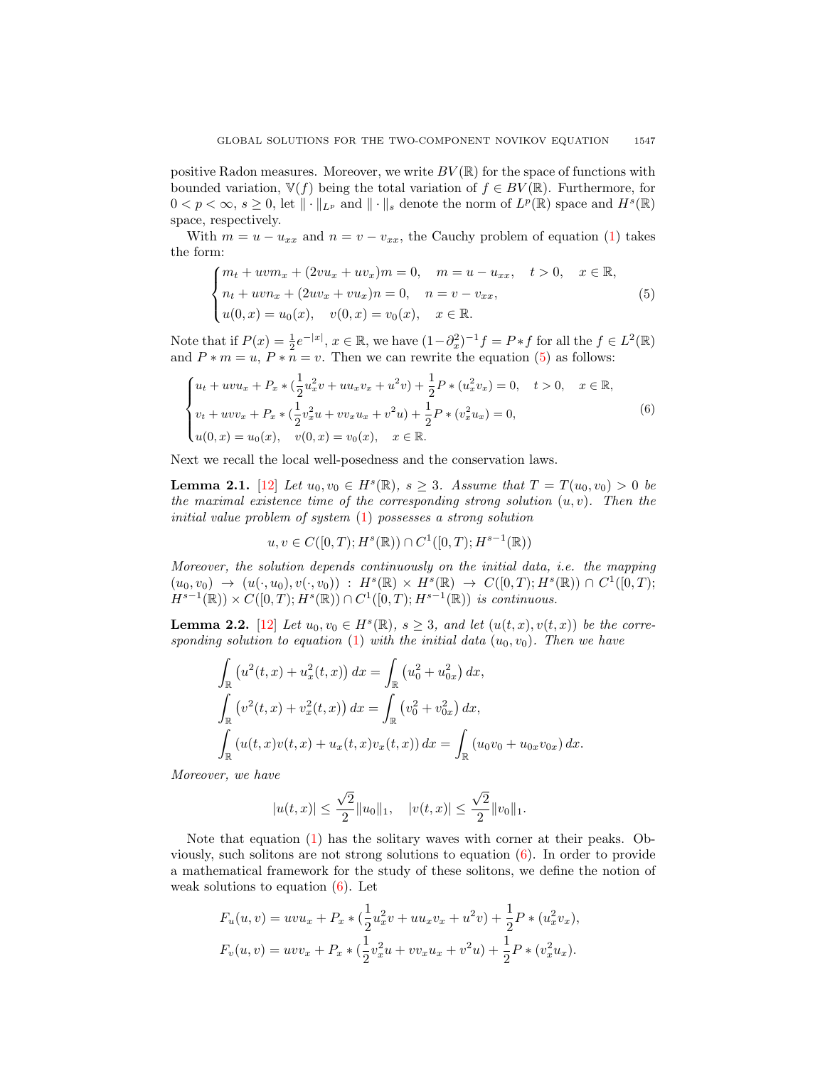positive Radon measures. Moreover, we write $BV(\mathbb{R})$ for the space of functions with bounded variation, $\mathbb{V}(f)$ being the total variation of $f \in BV(\mathbb{R})$. Furthermore, for $0 < p < \infty$, $s \geq 0$, let $\| \cdot \|_{L^p}$ and $\| \cdot \|_s$ denote the norm of $L^p(\mathbb{R})$ space and $H^s(\mathbb{R})$ space, respectively.

With $m = u - u_{xx}$ and $n = v - v_{xx}$, the Cauchy problem of equation (1) takes the form:

$$
\begin{cases}
m_t + uvm_x + (2vu_x + uv_x)m = 0, \quad m = u - u_{xx}, \quad t > 0, \quad x \in \mathbb{R}, \\
n_t + uvn_x + (2uv_x + vu_x)n = 0, \quad n = v - v_{xx}, \\
u(0, x) = u_0(x), \quad v(0, x) = v_0(x), \quad x \in \mathbb{R}.
\end{cases}
\tag{5}
$$

Note that if $P(x) = \frac{1}{2}e^{-|x|}$, $x \in \mathbb{R}$, we have $(1-\partial_x^2)^{-1}f = P * f$ for all the $f \in L^2(\mathbb{R})$ and $P * m = u$, $P * n = v$. Then we can rewrite the equation (5) as follows:

$$
\begin{cases}
u_t + uvu_x + P_x * (\frac{1}{2}u_x^2 v + uu_x v_x + u^2 v) + \frac{1}{2}P * (u_x^2 v_x) = 0, \quad t > 0, \quad x \in \mathbb{R}, \\
v_t + uvv_x + P_x * (\frac{1}{2}v_x^2 u + vv_x u_x + v^2 u) + \frac{1}{2}P * (v_x^2 u_x) = 0, \\
u(0, x) = u_0(x), \quad v(0, x) = v_0(x), \quad x \in \mathbb{R}.
\end{cases}
\tag{6}
$$

Next we recall the local well-posedness and the conservation laws.

**Lemma 2.1.** [12] *Let $u_0, v_0 \in H^s(\mathbb{R})$, $s \geq 3$. Assume that $T = T(u_0, v_0) > 0$ be the maximal existence time of the corresponding strong solution $(u, v)$. Then the initial value problem of system (1) possesses a strong solution*

$$u, v \in C([0, T); H^s(\mathbb{R})) \cap C^1([0, T); H^{s-1}(\mathbb{R}))$$

*Moreover, the solution depends continuously on the initial data, i.e. the mapping $(u_0, v_0) \to (u(\cdot, u_0), v(\cdot, v_0)) : H^s(\mathbb{R}) \times H^s(\mathbb{R}) \to C([0, T); H^s(\mathbb{R})) \cap C^1([0, T); H^{s-1}(\mathbb{R})) \times C([0, T); H^s(\mathbb{R})) \cap C^1([0, T); H^{s-1}(\mathbb{R}))$ is continuous.*

**Lemma 2.2.** [12] *Let $u_0, v_0 \in H^s(\mathbb{R})$, $s \geq 3$, and let $(u(t, x), v(t, x))$ be the corresponding solution to equation (1) with the initial data $(u_0, v_0)$. Then we have*

$$
\begin{aligned}
&\int_{\mathbb{R}} \left(u^2(t, x) + u_x^2(t, x)\right) dx = \int_{\mathbb{R}} \left(u_0^2 + u_{0x}^2\right) dx, \\
&\int_{\mathbb{R}} \left(v^2(t, x) + v_x^2(t, x)\right) dx = \int_{\mathbb{R}} \left(v_0^2 + v_{0x}^2\right) dx, \\
&\int_{\mathbb{R}} \left(u(t, x)v(t, x) + u_x(t, x)v_x(t, x)\right) dx = \int_{\mathbb{R}} \left(u_0 v_0 + u_{0x} v_{0x}\right) dx.
\end{aligned}
$$

*Moreover, we have*

$$|u(t, x)| \leq \frac{\sqrt{2}}{2}\|u_0\|_1, \quad |v(t, x)| \leq \frac{\sqrt{2}}{2}\|v_0\|_1.$$

Note that equation (1) has the solitary waves with corner at their peaks. Obviously, such solitons are not strong solutions to equation (6). In order to provide a mathematical framework for the study of these solitons, we define the notion of weak solutions to equation (6). Let

$$
\begin{aligned}
F_u(u, v) &= uvu_x + P_x * (\frac{1}{2}u_x^2 v + uu_x v_x + u^2 v) + \frac{1}{2}P * (u_x^2 v_x), \\
F_v(u, v) &= uvv_x + P_x * (\frac{1}{2}v_x^2 u + vv_x u_x + v^2 u) + \frac{1}{2}P * (v_x^2 u_x).
\end{aligned}
$$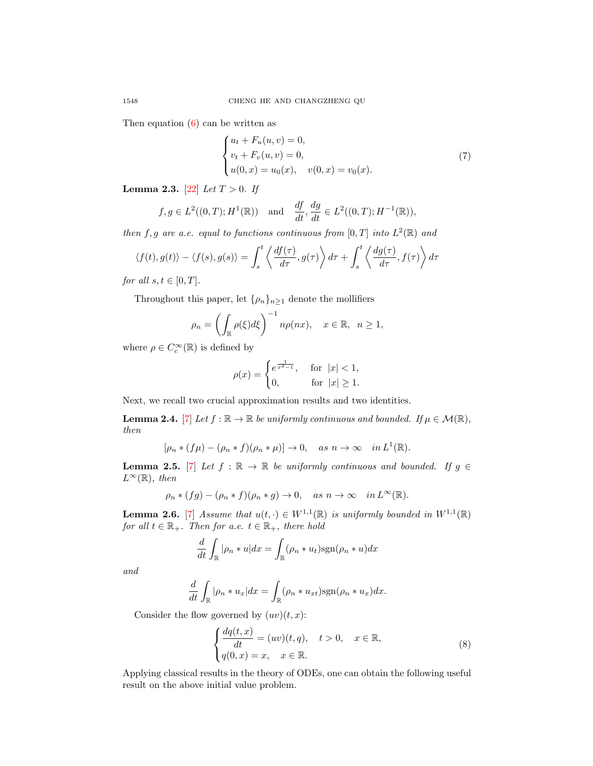Then equation (6) can be written as

$$
\begin{cases}
u_t + F_u(u,v) = 0, \\
v_t + F_v(u,v) = 0, \\
u(0,x) = u_0(x), \quad v(0,x) = v_0(x).
\end{cases} \tag{7}
$$

**Lemma 2.3.** [22] *Let $T > 0$. If*

$$
f, g \in L^2((0,T); H^1(\mathbb{R})) \quad \text{and} \quad \frac{df}{dt}, \frac{dg}{dt} \in L^2((0,T); H^{-1}(\mathbb{R})),
$$

*then $f, g$ are a.e. equal to functions continuous from $[0,T]$ into $L^2(\mathbb{R})$ and*

$$
\langle f(t), g(t) \rangle - \langle f(s), g(s) \rangle = \int_s^t \left\langle \frac{df(\tau)}{d\tau}, g(\tau) \right\rangle d\tau + \int_s^t \left\langle \frac{dg(\tau)}{d\tau}, f(\tau) \right\rangle d\tau
$$

*for all $s, t \in [0,T]$.*

Throughout this paper, let $\{\rho_n\}_{n\geq 1}$ denote the mollifiers

$$
\rho_n = \left( \int_{\mathbb{R}} \rho(\xi) d\xi \right)^{-1} n\rho(nx), \quad x \in \mathbb{R}, \quad n \geq 1,
$$

where $\rho \in C_c^\infty(\mathbb{R})$ is defined by

$$
\rho(x) = \begin{cases}
e^{\frac{1}{x^2-1}}, & \text{for } |x| < 1, \\
0, & \text{for } |x| \geq 1.
\end{cases}
$$

Next, we recall two crucial approximation results and two identities.

**Lemma 2.4.** [7] *Let $f : \mathbb{R} \to \mathbb{R}$ be uniformly continuous and bounded. If $\mu \in \mathcal{M}(\mathbb{R})$, then*

$$
[\rho_n * (f\mu) - (\rho_n * f)(\rho_n * \mu)] \to 0, \quad \text{as } n \to \infty \quad \text{in } L^1(\mathbb{R}).
$$

**Lemma 2.5.** [7] *Let $f : \mathbb{R} \to \mathbb{R}$ be uniformly continuous and bounded. If $g \in L^\infty(\mathbb{R})$, then*

$$
\rho_n * (fg) - (\rho_n * f)(\rho_n * g) \to 0, \quad \text{as } n \to \infty \quad \text{in } L^\infty(\mathbb{R}).
$$

**Lemma 2.6.** [7] *Assume that $u(t,\cdot) \in W^{1,1}(\mathbb{R})$ is uniformly bounded in $W^{1,1}(\mathbb{R})$ for all $t \in \mathbb{R}_+$. Then for a.e. $t \in \mathbb{R}_+$, there hold*

$$
\frac{d}{dt} \int_{\mathbb{R}} |\rho_n * u| dx = \int_{\mathbb{R}} (\rho_n * u_t) \text{sgn}(\rho_n * u) dx
$$

*and*

$$
\frac{d}{dt} \int_{\mathbb{R}} |\rho_n * u_x| dx = \int_{\mathbb{R}} (\rho_n * u_{xt}) \text{sgn}(\rho_n * u_x) dx.
$$

Consider the flow governed by $(uv)(t,x)$:

$$
\begin{cases}
\dfrac{dq(t,x)}{dt} = (uv)(t,q), \quad t > 0, \quad x \in \mathbb{R}, \\
q(0,x) = x, \quad x \in \mathbb{R}.
\end{cases} \tag{8}
$$

Applying classical results in the theory of ODEs, one can obtain the following useful result on the above initial value problem.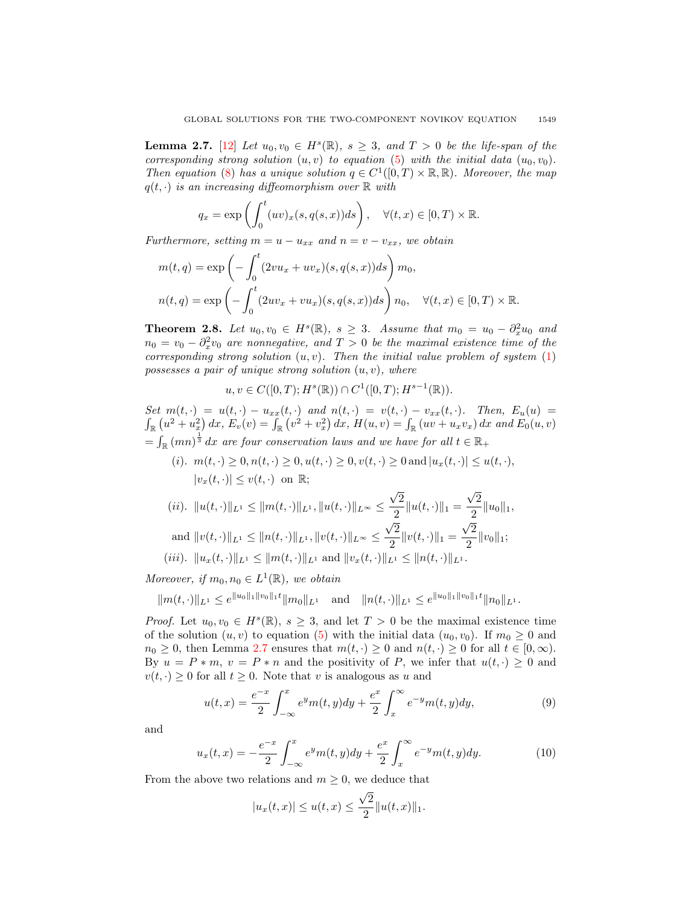**Lemma 2.7.** [12] *Let $u_0, v_0 \in H^s(\mathbb{R})$, $s \geq 3$, and $T > 0$ be the life-span of the corresponding strong solution $(u, v)$ to equation (5) with the initial data $(u_0, v_0)$. Then equation (8) has a unique solution $q \in C^1([0,T) \times \mathbb{R}, \mathbb{R})$. Moreover, the map $q(t, \cdot)$ is an increasing diffeomorphism over $\mathbb{R}$ with*

$$q_x = \exp\left(\int_0^t (uv)_x(s, q(s,x))ds\right), \quad \forall (t,x) \in [0,T) \times \mathbb{R}.$$

*Furthermore, setting $m = u - u_{xx}$ and $n = v - v_{xx}$, we obtain*

$$m(t,q) = \exp\left(-\int_0^t (2vu_x + uv_x)(s, q(s,x))ds\right) m_0,$$

$$n(t,q) = \exp\left(-\int_0^t (2uv_x + vu_x)(s, q(s,x))ds\right) n_0, \quad \forall (t,x) \in [0,T) \times \mathbb{R}.$$

**Theorem 2.8.** *Let $u_0, v_0 \in H^s(\mathbb{R})$, $s \geq 3$. Assume that $m_0 = u_0 - \partial_x^2 u_0$ and $n_0 = v_0 - \partial_x^2 v_0$ are nonnegative, and $T > 0$ be the maximal existence time of the corresponding strong solution $(u, v)$. Then the initial value problem of system (1) possesses a pair of unique strong solution $(u, v)$, where*

$$u, v \in C([0,T); H^s(\mathbb{R})) \cap C^1([0,T); H^{s-1}(\mathbb{R})).$$

*Set $m(t,\cdot) = u(t,\cdot) - u_{xx}(t,\cdot)$ and $n(t,\cdot) = v(t,\cdot) - v_{xx}(t,\cdot)$. Then, $E_u(u) = \int_{\mathbb{R}} (u^2 + u_x^2)\, dx$, $E_v(v) = \int_{\mathbb{R}} (v^2 + v_x^2)\, dx$, $H(u,v) = \int_{\mathbb{R}} (uv + u_x v_x)\, dx$ and $E_0(u,v) = \int_{\mathbb{R}} (mn)^{\frac{1}{3}}\, dx$ are four conservation laws and we have for all $t \in \mathbb{R}_+$*

(i). $m(t,\cdot) \geq 0, n(t,\cdot) \geq 0, u(t,\cdot) \geq 0, v(t,\cdot) \geq 0$ and $|u_x(t,\cdot)| \leq u(t,\cdot)$, $|v_x(t,\cdot)| \leq v(t,\cdot)$ on $\mathbb{R}$;

(ii). $\|u(t,\cdot)\|_{L^1} \leq \|m(t,\cdot)\|_{L^1}, \|u(t,\cdot)\|_{L^\infty} \leq \frac{\sqrt{2}}{2}\|u(t,\cdot)\|_1 = \frac{\sqrt{2}}{2}\|u_0\|_1$,
and $\|v(t,\cdot)\|_{L^1} \leq \|n(t,\cdot)\|_{L^1}, \|v(t,\cdot)\|_{L^\infty} \leq \frac{\sqrt{2}}{2}\|v(t,\cdot)\|_1 = \frac{\sqrt{2}}{2}\|v_0\|_1$;

(iii). $\|u_x(t,\cdot)\|_{L^1} \leq \|m(t,\cdot)\|_{L^1}$ and $\|v_x(t,\cdot)\|_{L^1} \leq \|n(t,\cdot)\|_{L^1}$.

*Moreover, if $m_0, n_0 \in L^1(\mathbb{R})$, we obtain*

$$\|m(t,\cdot)\|_{L^1} \leq e^{\|u_0\|_1 \|v_0\|_1 t}\|m_0\|_{L^1} \quad \text{and} \quad \|n(t,\cdot)\|_{L^1} \leq e^{\|u_0\|_1 \|v_0\|_1 t}\|n_0\|_{L^1}.$$

*Proof.* Let $u_0, v_0 \in H^s(\mathbb{R})$, $s \geq 3$, and let $T > 0$ be the maximal existence time of the solution $(u, v)$ to equation (5) with the initial data $(u_0, v_0)$. If $m_0 \geq 0$ and $n_0 \geq 0$, then Lemma 2.7 ensures that $m(t,\cdot) \geq 0$ and $n(t,\cdot) \geq 0$ for all $t \in [0, \infty)$. By $u = P * m$, $v = P * n$ and the positivity of $P$, we infer that $u(t,\cdot) \geq 0$ and $v(t,\cdot) \geq 0$ for all $t \geq 0$. Note that $v$ is analogous as $u$ and

$$u(t,x) = \frac{e^{-x}}{2}\int_{-\infty}^x e^y m(t,y)dy + \frac{e^x}{2}\int_x^\infty e^{-y} m(t,y)dy, \tag{9}$$

and

$$u_x(t,x) = -\frac{e^{-x}}{2}\int_{-\infty}^x e^y m(t,y)dy + \frac{e^x}{2}\int_x^\infty e^{-y} m(t,y)dy. \tag{10}$$

From the above two relations and $m \geq 0$, we deduce that

$$|u_x(t,x)| \leq u(t,x) \leq \frac{\sqrt{2}}{2}\|u(t,x)\|_1.$$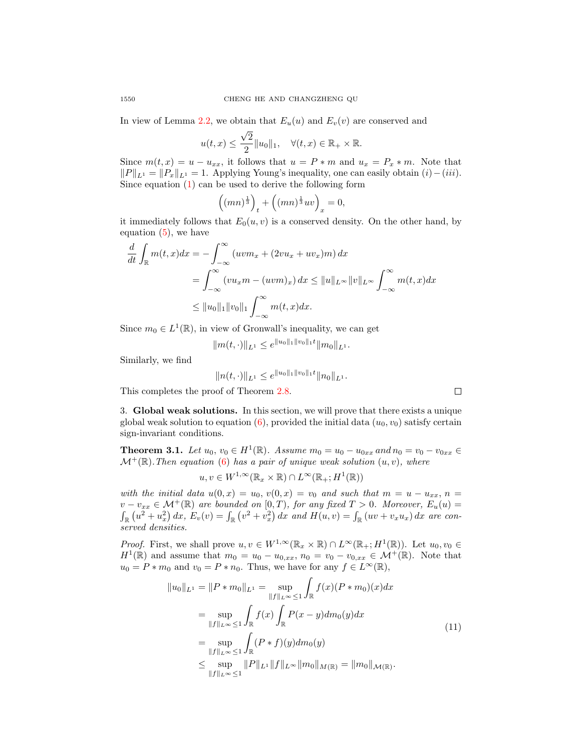In view of Lemma 2.2, we obtain that $E_u(u)$ and $E_v(v)$ are conserved and

$$u(t,x) \leq \frac{\sqrt{2}}{2}\|u_0\|_1, \quad \forall (t,x) \in \mathbb{R}_+ \times \mathbb{R}.$$

Since $m(t,x) = u - u_{xx}$, it follows that $u = P * m$ and $u_x = P_x * m$. Note that $\|P\|_{L^1} = \|P_x\|_{L^1} = 1$. Applying Young's inequality, one can easily obtain $(i)-(iii)$. Since equation (1) can be used to derive the following form

$$\left((mn)^{\frac{1}{3}}\right)_t + \left((mn)^{\frac{1}{3}}uv\right)_x = 0,$$

it immediately follows that $E_0(u,v)$ is a conserved density. On the other hand, by equation (5), we have

$$\begin{aligned}
\frac{d}{dt}\int_{\mathbb{R}} m(t,x)dx &= -\int_{-\infty}^{\infty} (uvm_x + (2vu_x + uv_x)m)\,dx \\
&= \int_{-\infty}^{\infty} (vu_xm - (uvm)_x)\,dx \leq \|u\|_{L^\infty}\|v\|_{L^\infty}\int_{-\infty}^{\infty} m(t,x)dx \\
&\leq \|u_0\|_1\|v_0\|_1\int_{-\infty}^{\infty} m(t,x)dx.
\end{aligned}$$

Since $m_0 \in L^1(\mathbb{R})$, in view of Gronwall's inequality, we can get

$$\|m(t,\cdot)\|_{L^1} \leq e^{\|u_0\|_1\|v_0\|_1 t}\|m_0\|_{L^1}.$$

Similarly, we find

$$\|n(t,\cdot)\|_{L^1} \leq e^{\|u_0\|_1\|v_0\|_1 t}\|n_0\|_{L^1}.$$

This completes the proof of Theorem 2.8. □

## 3. Global weak solutions.

In this section, we will prove that there exists a unique global weak solution to equation (6), provided the initial data $(u_0, v_0)$ satisfy certain sign-invariant conditions.

**Theorem 3.1.** *Let $u_0, v_0 \in H^1(\mathbb{R})$. Assume $m_0 = u_0 - u_{0xx}$ and $n_0 = v_0 - v_{0xx} \in \mathcal{M}^+(\mathbb{R})$. Then equation (6) has a pair of unique weak solution $(u,v)$, where*

$$u, v \in W^{1,\infty}(\mathbb{R}_x \times \mathbb{R}) \cap L^\infty(\mathbb{R}_+; H^1(\mathbb{R}))$$

*with the initial data $u(0,x) = u_0$, $v(0,x) = v_0$ and such that $m = u - u_{xx}$, $n = v - v_{xx} \in \mathcal{M}^+(\mathbb{R})$ are bounded on $[0,T)$, for any fixed $T > 0$. Moreover, $E_u(u) = \int_{\mathbb{R}}\left(u^2 + u_x^2\right)dx$, $E_v(v) = \int_{\mathbb{R}}\left(v^2 + v_x^2\right)dx$ and $H(u,v) = \int_{\mathbb{R}}(uv + v_xu_x)\,dx$ are conserved densities.*

*Proof.* First, we shall prove $u, v \in W^{1,\infty}(\mathbb{R}_x \times \mathbb{R}) \cap L^\infty(\mathbb{R}_+; H^1(\mathbb{R}))$. Let $u_0, v_0 \in H^1(\mathbb{R})$ and assume that $m_0 = u_0 - u_{0,xx}$, $n_0 = v_0 - v_{0,xx} \in \mathcal{M}^+(\mathbb{R})$. Note that $u_0 = P * m_0$ and $v_0 = P * n_0$. Thus, we have for any $f \in L^\infty(\mathbb{R})$,

$$\begin{aligned}
\|u_0\|_{L^1} = \|P * m_0\|_{L^1} &= \sup_{\|f\|_{L^\infty}\leq 1}\int_{\mathbb{R}} f(x)(P * m_0)(x)dx \\
&= \sup_{\|f\|_{L^\infty}\leq 1}\int_{\mathbb{R}} f(x)\int_{\mathbb{R}} P(x-y)dm_0(y)dx \\
&= \sup_{\|f\|_{L^\infty}\leq 1}\int_{\mathbb{R}} (P * f)(y)dm_0(y) \\
&\leq \sup_{\|f\|_{L^\infty}\leq 1}\|P\|_{L^1}\|f\|_{L^\infty}\|m_0\|_{M(\mathbb{R})} = \|m_0\|_{\mathcal{M}(\mathbb{R})}.
\end{aligned} \tag{11}$$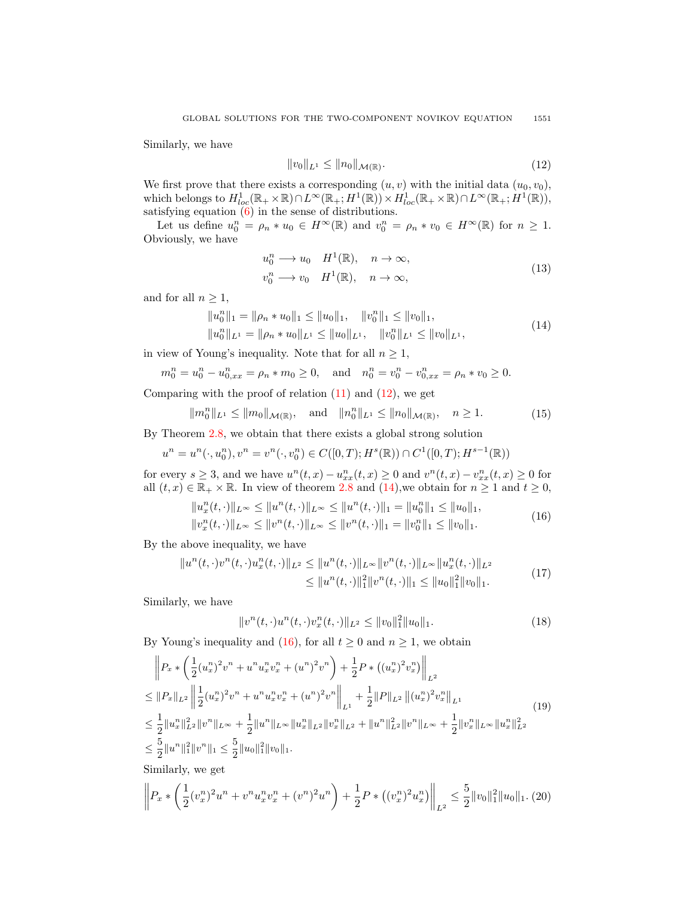Similarly, we have

$$\|v_0\|_{L^1} \le \|n_0\|_{\mathcal{M}(\mathbb{R})}. \tag{12}$$

We first prove that there exists a corresponding $(u, v)$ with the initial data $(u_0, v_0)$, which belongs to $H^1_{loc}(\mathbb{R}_+ \times \mathbb{R}) \cap L^\infty(\mathbb{R}_+; H^1(\mathbb{R})) \times H^1_{loc}(\mathbb{R}_+ \times \mathbb{R}) \cap L^\infty(\mathbb{R}_+; H^1(\mathbb{R}))$, satisfying equation (6) in the sense of distributions.

Let us define $u_0^n = \rho_n * u_0 \in H^\infty(\mathbb{R})$ and $v_0^n = \rho_n * v_0 \in H^\infty(\mathbb{R})$ for $n \ge 1$. Obviously, we have

$$\begin{aligned} u_0^n &\longrightarrow u_0 \quad H^1(\mathbb{R}), \quad n \to \infty, \\ v_0^n &\longrightarrow v_0 \quad H^1(\mathbb{R}), \quad n \to \infty, \end{aligned} \tag{13}$$

and for all $n \ge 1$,

$$\begin{aligned} &\|u_0^n\|_1 = \|\rho_n * u_0\|_1 \le \|u_0\|_1, \quad \|v_0^n\|_1 \le \|v_0\|_1, \\ &\|u_0^n\|_{L^1} = \|\rho_n * u_0\|_{L^1} \le \|u_0\|_{L^1}, \quad \|v_0^n\|_{L^1} \le \|v_0\|_{L^1}, \end{aligned} \tag{14}$$

in view of Young's inequality. Note that for all $n \ge 1$,

$$m_0^n = u_0^n - u_{0,xx}^n = \rho_n * m_0 \ge 0, \quad \text{and} \quad n_0^n = v_0^n - v_{0,xx}^n = \rho_n * v_0 \ge 0.$$

Comparing with the proof of relation (11) and (12), we get

$$\|m_0^n\|_{L^1} \le \|m_0\|_{\mathcal{M}(\mathbb{R})}, \quad \text{and} \quad \|n_0^n\|_{L^1} \le \|n_0\|_{\mathcal{M}(\mathbb{R})}, \quad n \ge 1. \tag{15}$$

By Theorem 2.8, we obtain that there exists a global strong solution

$$u^n = u^n(\cdot, u_0^n), v^n = v^n(\cdot, v_0^n) \in C([0,T); H^s(\mathbb{R})) \cap C^1([0,T); H^{s-1}(\mathbb{R}))$$

for every $s \ge 3$, and we have $u^n(t,x) - u^n_{xx}(t,x) \ge 0$ and $v^n(t,x) - v^n_{xx}(t,x) \ge 0$ for all $(t,x) \in \mathbb{R}_+ \times \mathbb{R}$. In view of theorem 2.8 and (14),we obtain for $n \ge 1$ and $t \ge 0$,

$$\begin{aligned} &\|u_x^n(t,\cdot)\|_{L^\infty} \le \|u^n(t,\cdot)\|_{L^\infty} \le \|u^n(t,\cdot)\|_1 = \|u_0^n\|_1 \le \|u_0\|_1, \\ &\|v_x^n(t,\cdot)\|_{L^\infty} \le \|v^n(t,\cdot)\|_{L^\infty} \le \|v^n(t,\cdot)\|_1 = \|v_0^n\|_1 \le \|v_0\|_1. \end{aligned} \tag{16}$$

By the above inequality, we have

$$\begin{aligned} \|u^n(t,\cdot)v^n(t,\cdot)u_x^n(t,\cdot)\|_{L^2} &\le \|u^n(t,\cdot)\|_{L^\infty}\|v^n(t,\cdot)\|_{L^\infty}\|u_x^n(t,\cdot)\|_{L^2} \\ &\le \|u^n(t,\cdot)\|_1^2\|v^n(t,\cdot)\|_1 \le \|u_0\|_1^2\|v_0\|_1. \end{aligned} \tag{17}$$

Similarly, we have

$$\|v^n(t,\cdot)u^n(t,\cdot)v_x^n(t,\cdot)\|_{L^2} \le \|v_0\|_1^2\|u_0\|_1. \tag{18}$$

By Young's inequality and (16), for all $t \ge 0$ and $n \ge 1$, we obtain

$$\begin{aligned} &\left\| P_x * \left( \frac{1}{2}(u_x^n)^2 v^n + u^n u_x^n v_x^n + (u^n)^2 v^n \right) + \frac{1}{2} P * \left( (u_x^n)^2 v_x^n \right) \right\|_{L^2} \\ &\le \|P_x\|_{L^2} \left\| \frac{1}{2}(u_x^n)^2 v^n + u^n u_x^n v_x^n + (u^n)^2 v^n \right\|_{L^1} + \frac{1}{2}\|P\|_{L^2} \left\| (u_x^n)^2 v_x^n \right\|_{L^1} \\ &\le \frac{1}{2}\|u_x^n\|_{L^2}^2\|v^n\|_{L^\infty} + \frac{1}{2}\|u^n\|_{L^\infty}\|u_x^n\|_{L^2}\|v_x^n\|_{L^2} + \|u^n\|_{L^2}^2\|v^n\|_{L^\infty} + \frac{1}{2}\|v_x^n\|_{L^\infty}\|u_x^n\|_{L^2}^2 \\ &\le \frac{5}{2}\|u^n\|_1^2\|v^n\|_1 \le \frac{5}{2}\|u_0\|_1^2\|v_0\|_1. \end{aligned} \tag{19}$$

Similarly, we get

$$\left\| P_x * \left( \frac{1}{2}(v_x^n)^2 u^n + v^n u_x^n v_x^n + (v^n)^2 u^n \right) + \frac{1}{2} P * \left( (v_x^n)^2 u_x^n \right) \right\|_{L^2} \le \frac{5}{2}\|v_0\|_1^2\|u_0\|_1. \tag{20}$$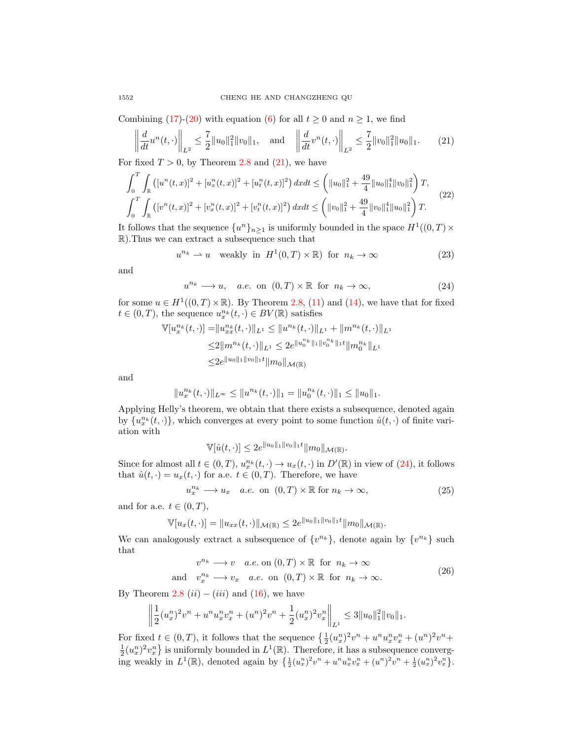Combining (17)-(20) with equation (6) for all $t \geq 0$ and $n \geq 1$, we find

$$\left\| \frac{d}{dt} u^n(t, \cdot) \right\|_{L^2} \leq \frac{7}{2} \|u_0\|_1^2 \|v_0\|_1, \quad \text{and} \quad \left\| \frac{d}{dt} v^n(t, \cdot) \right\|_{L^2} \leq \frac{7}{2} \|v_0\|_1^2 \|u_0\|_1. \tag{21}$$

For fixed $T > 0$, by Theorem 2.8 and (21), we have

$$\begin{aligned} \int_0^T \int_{\mathbb{R}} \left( [u^n(t,x)]^2 + [u_x^n(t,x)]^2 + [u_t^n(t,x)]^2 \right) dxdt &\leq \left( \|u_0\|_1^2 + \frac{49}{4} \|u_0\|_1^4 \|v_0\|_1^2 \right) T, \\ \int_0^T \int_{\mathbb{R}} \left( [v^n(t,x)]^2 + [v_x^n(t,x)]^2 + [v_t^n(t,x)]^2 \right) dxdt &\leq \left( \|v_0\|_1^2 + \frac{49}{4} \|v_0\|_1^4 \|u_0\|_1^2 \right) T. \end{aligned} \tag{22}$$

It follows that the sequence $\{u^n\}_{n \geq 1}$ is uniformly bounded in the space $H^1((0,T) \times \mathbb{R})$.Thus we can extract a subsequence such that

$$u^{n_k} \rightharpoonup u \quad \text{weakly in } H^1(0,T) \times \mathbb{R}) \text{ for } n_k \to \infty \tag{23}$$

and

$$u^{n_k} \longrightarrow u, \quad a.e. \text{ on } (0,T) \times \mathbb{R} \text{ for } n_k \to \infty, \tag{24}$$

for some $u \in H^1((0,T) \times \mathbb{R})$. By Theorem 2.8, (11) and (14), we have that for fixed $t \in (0,T)$, the sequence $u_x^{n_k}(t, \cdot) \in BV(\mathbb{R})$ satisfies

$$\begin{aligned} \mathbb{V}[u_x^{n_k}(t,\cdot)] =& \|u_{xx}^{n_k}(t,\cdot)\|_{L^1} \leq \|u^{n_k}(t,\cdot)\|_{L^1} + \|m^{n_k}(t,\cdot)\|_{L^1} \\ \leq& 2\|m^{n_k}(t,\cdot)\|_{L^1} \leq 2e^{\|u_0^{n_k}\|_1 \|v_0^{n_k}\|_1 t} \|m_0^{n_k}\|_{L^1} \\ \leq& 2e^{\|u_0\|_1 \|v_0\|_1 t} \|m_0\|_{\mathcal{M}(\mathbb{R})} \end{aligned}$$

and

$$\|u_x^{n_k}(t,\cdot)\|_{L^\infty} \leq \|u^{n_k}(t,\cdot)\|_1 = \|u_0^{n_k}(t,\cdot)\|_1 \leq \|u_0\|_1.$$

Applying Helly's theorem, we obtain that there exists a subsequence, denoted again by $\{u_x^{n_k}(t,\cdot)\}$, which converges at every point to some function $\hat{u}(t,\cdot)$ of finite variation with

$$\mathbb{V}[\hat{u}(t,\cdot)] \leq 2e^{\|u_0\|_1 \|v_0\|_1 t} \|m_0\|_{\mathcal{M}(\mathbb{R})}.$$

Since for almost all $t \in (0,T)$, $u_x^{n_k}(t,\cdot) \to u_x(t,\cdot)$ in $D'(\mathbb{R})$ in view of (24), it follows that $\hat{u}(t,\cdot) = u_x(t,\cdot)$ for a.e. $t \in (0,T)$. Therefore, we have

$$u_x^{n_k} \longrightarrow u_x \quad a.e. \text{ on } (0,T) \times \mathbb{R} \text{ for } n_k \to \infty, \tag{25}$$

and for a.e. $t \in (0,T)$,

$$\mathbb{V}[u_x(t,\cdot)] = \|u_{xx}(t,\cdot)\|_{\mathcal{M}(\mathbb{R})} \leq 2e^{\|u_0\|_1 \|v_0\|_1 t} \|m_0\|_{\mathcal{M}(\mathbb{R})}.$$

We can analogously extract a subsequence of $\{v^{n_k}\}$, denote again by $\{v^{n_k}\}$ such that

$$\begin{aligned} v^{n_k} \longrightarrow v \quad a.e. \text{ on } (0,T) \times \mathbb{R} \text{ for } n_k \to \infty \\ \text{and} \quad v_x^{n_k} \longrightarrow v_x \quad a.e. \text{ on } (0,T) \times \mathbb{R} \text{ for } n_k \to \infty. \end{aligned} \tag{26}$$

By Theorem 2.8 $(ii) - (iii)$ and (16), we have

$$\left\| \frac{1}{2}(u_x^n)^2 v^n + u^n u_x^n v_x^n + (u^n)^2 v^n + \frac{1}{2}(u_x^n)^2 v_x^n \right\|_{L^1} \leq 3\|u_0\|_1^2 \|v_0\|_1.$$

For fixed $t \in (0,T)$, it follows that the sequence $\left\{ \frac{1}{2}(u_x^n)^2 v^n + u^n u_x^n v_x^n + (u^n)^2 v^n + \frac{1}{2}(u_x^n)^2 v_x^n \right\}$ is uniformly bounded in $L^1(\mathbb{R})$. Therefore, it has a subsequence converging weakly in $L^1(\mathbb{R})$, denoted again by $\left\{ \frac{1}{2}(u_x^n)^2 v^n + u^n u_x^n v_x^n + (u^n)^2 v^n + \frac{1}{2}(u_x^n)^2 v_x^n \right\}$.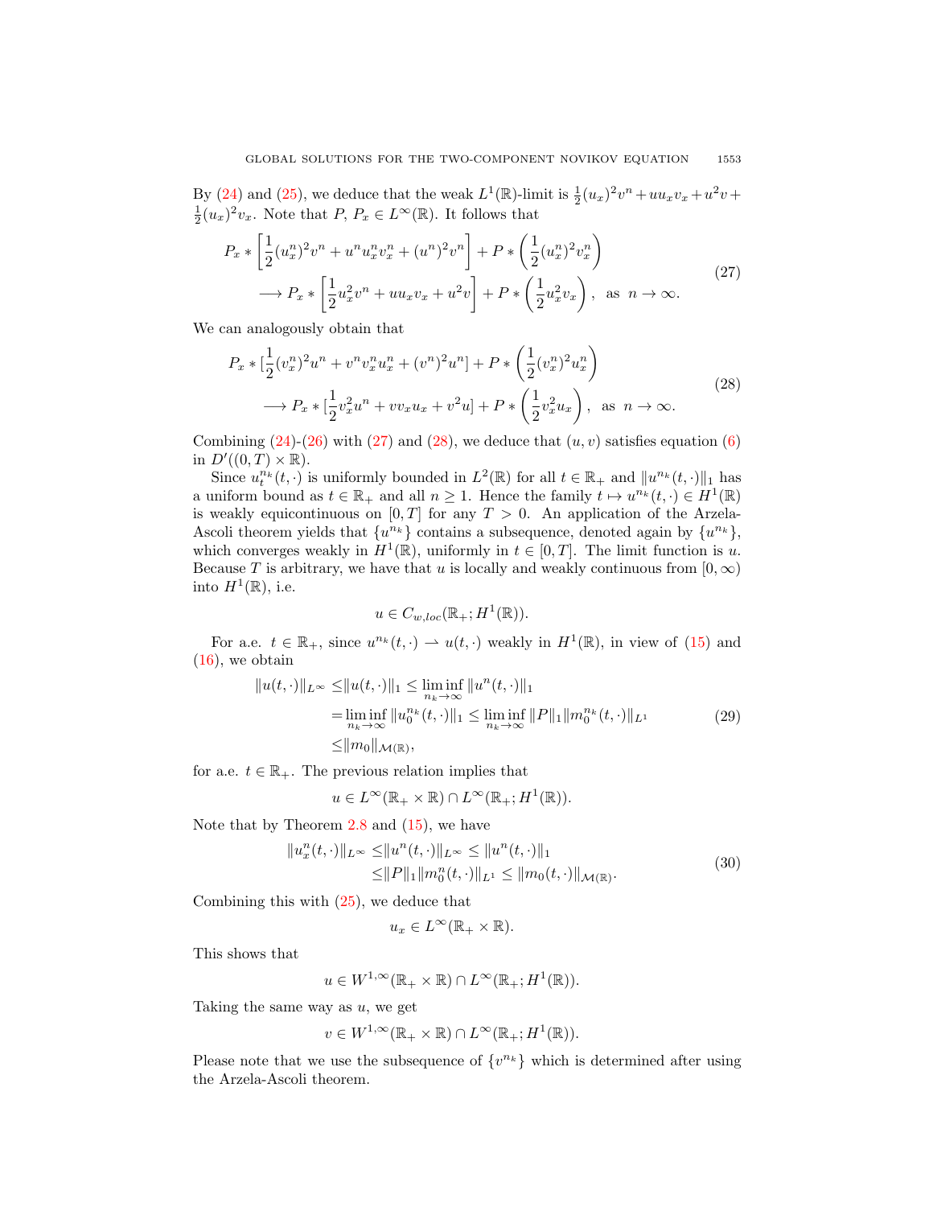By (24) and (25), we deduce that the weak $L^1(\mathbb{R})$-limit is $\frac{1}{2}(u_x)^2v^n + uu_xv_x + u^2v + \frac{1}{2}(u_x)^2v_x$. Note that $P$, $P_x \in L^\infty(\mathbb{R})$. It follows that

$$
\begin{aligned}
P_x * \left[\frac{1}{2}(u_x^n)^2v^n + u^nu_x^nv_x^n + (u^n)^2v^n\right] + P * \left(\frac{1}{2}(u_x^n)^2v_x^n\right) \\
\longrightarrow P_x * \left[\frac{1}{2}u_x^2v^n + uu_xv_x + u^2v\right] + P * \left(\frac{1}{2}u_x^2v_x\right), \ \text{ as } \ n \to \infty.
\end{aligned}
\tag{27}
$$

We can analogously obtain that

$$
\begin{aligned}
P_x * [\frac{1}{2}(v_x^n)^2u^n + v^nv_x^nu_x^n + (v^n)^2u^n] + P * \left(\frac{1}{2}(v_x^n)^2u_x^n\right) \\
\longrightarrow P_x * [\frac{1}{2}v_x^2u^n + vv_xu_x + v^2u] + P * \left(\frac{1}{2}v_x^2u_x\right), \ \text{ as } \ n \to \infty.
\end{aligned}
\tag{28}
$$

Combining (24)-(26) with (27) and (28), we deduce that $(u, v)$ satisfies equation (6) in $D'((0,T) \times \mathbb{R})$.

Since $u_t^{n_k}(t, \cdot)$ is uniformly bounded in $L^2(\mathbb{R})$ for all $t \in \mathbb{R}_+$ and $\|u^{n_k}(t, \cdot)\|_1$ has a uniform bound as $t \in \mathbb{R}_+$ and all $n \geq 1$. Hence the family $t \mapsto u^{n_k}(t, \cdot) \in H^1(\mathbb{R})$ is weakly equicontinuous on $[0, T]$ for any $T > 0$. An application of the Arzela-Ascoli theorem yields that $\{u^{n_k}\}$ contains a subsequence, denoted again by $\{u^{n_k}\}$, which converges weakly in $H^1(\mathbb{R})$, uniformly in $t \in [0, T]$. The limit function is $u$. Because $T$ is arbitrary, we have that $u$ is locally and weakly continuous from $[0, \infty)$ into $H^1(\mathbb{R})$, i.e.

$$
u \in C_{w,loc}(\mathbb{R}_+; H^1(\mathbb{R})).
$$

For a.e. $t \in \mathbb{R}_+$, since $u^{n_k}(t, \cdot) \rightharpoonup u(t, \cdot)$ weakly in $H^1(\mathbb{R})$, in view of (15) and (16), we obtain

$$
\begin{aligned}
\|u(t, \cdot)\|_{L^\infty} \leq & \|u(t, \cdot)\|_1 \leq \liminf_{n_k \to \infty} \|u^n(t, \cdot)\|_1 \\
= & \liminf_{n_k \to \infty} \|u_0^{n_k}(t, \cdot)\|_1 \leq \liminf_{n_k \to \infty} \|P\|_1 \|m_0^{n_k}(t, \cdot)\|_{L^1} \\
\leq & \|m_0\|_{\mathcal{M}(\mathbb{R})},
\end{aligned}
\tag{29}
$$

for a.e. $t \in \mathbb{R}_+$. The previous relation implies that

$$
u \in L^\infty(\mathbb{R}_+ \times \mathbb{R}) \cap L^\infty(\mathbb{R}_+; H^1(\mathbb{R})).
$$

Note that by Theorem 2.8 and (15), we have

$$
\begin{aligned}
\|u_x^n(t, \cdot)\|_{L^\infty} \leq & \|u^n(t, \cdot)\|_{L^\infty} \leq \|u^n(t, \cdot)\|_1 \\
\leq & \|P\|_1 \|m_0^n(t, \cdot)\|_{L^1} \leq \|m_0(t, \cdot)\|_{\mathcal{M}(\mathbb{R})}.
\end{aligned}
\tag{30}
$$

Combining this with (25), we deduce that

$$
u_x \in L^\infty(\mathbb{R}_+ \times \mathbb{R}).
$$

This shows that

$$
u \in W^{1,\infty}(\mathbb{R}_+ \times \mathbb{R}) \cap L^\infty(\mathbb{R}_+; H^1(\mathbb{R})).
$$

Taking the same way as $u$, we get

$$
v \in W^{1,\infty}(\mathbb{R}_+ \times \mathbb{R}) \cap L^\infty(\mathbb{R}_+; H^1(\mathbb{R})).
$$

Please note that we use the subsequence of $\{v^{n_k}\}$ which is determined after using the Arzela-Ascoli theorem.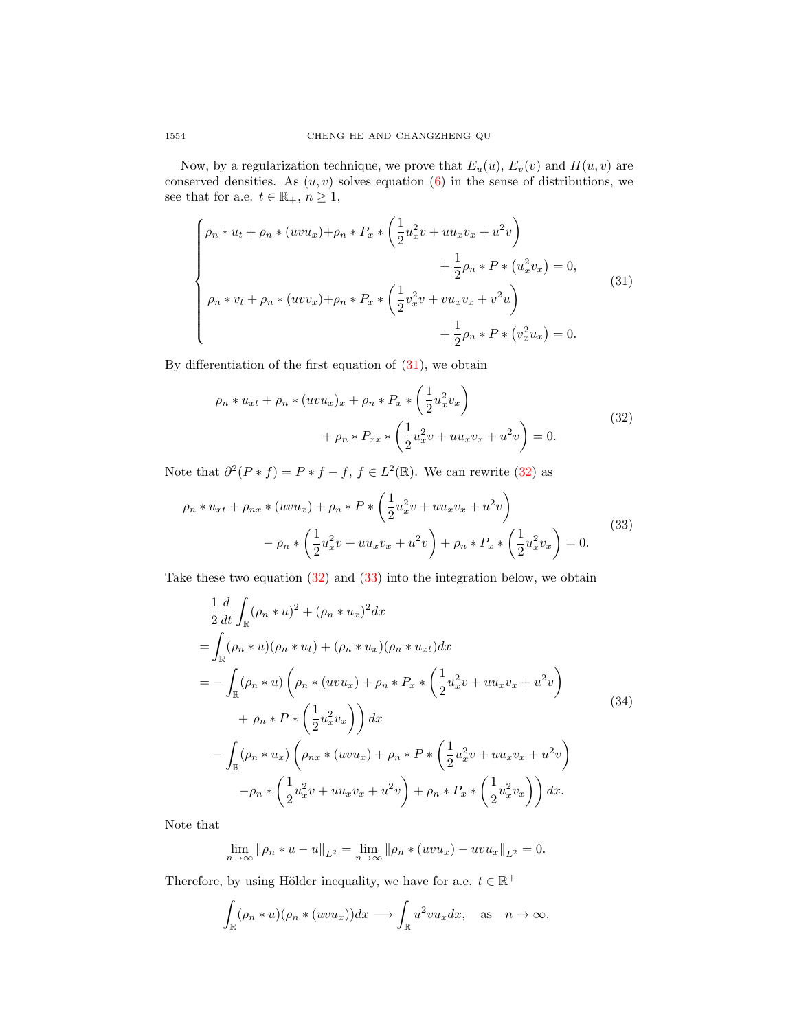Now, by a regularization technique, we prove that $E_u(u)$, $E_v(v)$ and $H(u,v)$ are conserved densities. As $(u,v)$ solves equation (6) in the sense of distributions, we see that for a.e. $t \in \mathbb{R}_+$, $n \geq 1$,

$$
\begin{cases}
\rho_n * u_t + \rho_n * (uvu_x) + \rho_n * P_x * \left(\dfrac{1}{2}u_x^2 v + uu_x v_x + u^2 v\right) \\
\qquad\qquad\qquad\qquad\qquad + \dfrac{1}{2}\rho_n * P * \left(u_x^2 v_x\right) = 0, \\
\rho_n * v_t + \rho_n * (uvv_x) + \rho_n * P_x * \left(\dfrac{1}{2}v_x^2 v + vu_x v_x + v^2 u\right) \\
\qquad\qquad\qquad\qquad\qquad + \dfrac{1}{2}\rho_n * P * \left(v_x^2 u_x\right) = 0.
\end{cases}
\tag{31}
$$

By differentiation of the first equation of (31), we obtain

$$
\begin{aligned}
\rho_n * u_{xt} + \rho_n * (uvu_x)_x + \rho_n * P_x * \left(\frac{1}{2}u_x^2 v_x\right)& \\
+ \rho_n * P_{xx} * \left(\frac{1}{2}u_x^2 v + uu_x v_x + u^2 v\right) &= 0.
\end{aligned}
\tag{32}
$$

Note that $\partial^2(P * f) = P * f - f$, $f \in L^2(\mathbb{R})$. We can rewrite (32) as

$$
\begin{aligned}
\rho_n * u_{xt} + \rho_{nx} * (uvu_x) + \rho_n * P * \left(\frac{1}{2}u_x^2 v + uu_x v_x + u^2 v\right)& \\
- \rho_n * \left(\frac{1}{2}u_x^2 v + uu_x v_x + u^2 v\right) + \rho_n * P_x * \left(\frac{1}{2}u_x^2 v_x\right) &= 0.
\end{aligned}
\tag{33}
$$

Take these two equation (32) and (33) into the integration below, we obtain

$$
\begin{aligned}
&\frac{1}{2}\frac{d}{dt}\int_{\mathbb{R}} (\rho_n * u)^2 + (\rho_n * u_x)^2 dx \\
&= \int_{\mathbb{R}} (\rho_n * u)(\rho_n * u_t) + (\rho_n * u_x)(\rho_n * u_{xt}) dx \\
&= -\int_{\mathbb{R}} (\rho_n * u)\left(\rho_n * (uvu_x) + \rho_n * P_x * \left(\frac{1}{2}u_x^2 v + uu_x v_x + u^2 v\right)\right. \\
&\qquad \left. + \rho_n * P * \left(\frac{1}{2}u_x^2 v_x\right)\right) dx \\
&\quad - \int_{\mathbb{R}} (\rho_n * u_x)\left(\rho_{nx} * (uvu_x) + \rho_n * P * \left(\frac{1}{2}u_x^2 v + uu_x v_x + u^2 v\right)\right. \\
&\qquad \left. - \rho_n * \left(\frac{1}{2}u_x^2 v + uu_x v_x + u^2 v\right) + \rho_n * P_x * \left(\frac{1}{2}u_x^2 v_x\right)\right) dx.
\end{aligned}
\tag{34}
$$

Note that

$$
\lim_{n\to\infty} \|\rho_n * u - u\|_{L^2} = \lim_{n\to\infty} \|\rho_n * (uvu_x) - uvu_x\|_{L^2} = 0.
$$

Therefore, by using Hölder inequality, we have for a.e. $t \in \mathbb{R}^+$

$$
\int_{\mathbb{R}} (\rho_n * u)(\rho_n * (uvu_x)) dx \longrightarrow \int_{\mathbb{R}} u^2 v u_x dx, \quad \text{as} \quad n \to \infty.
$$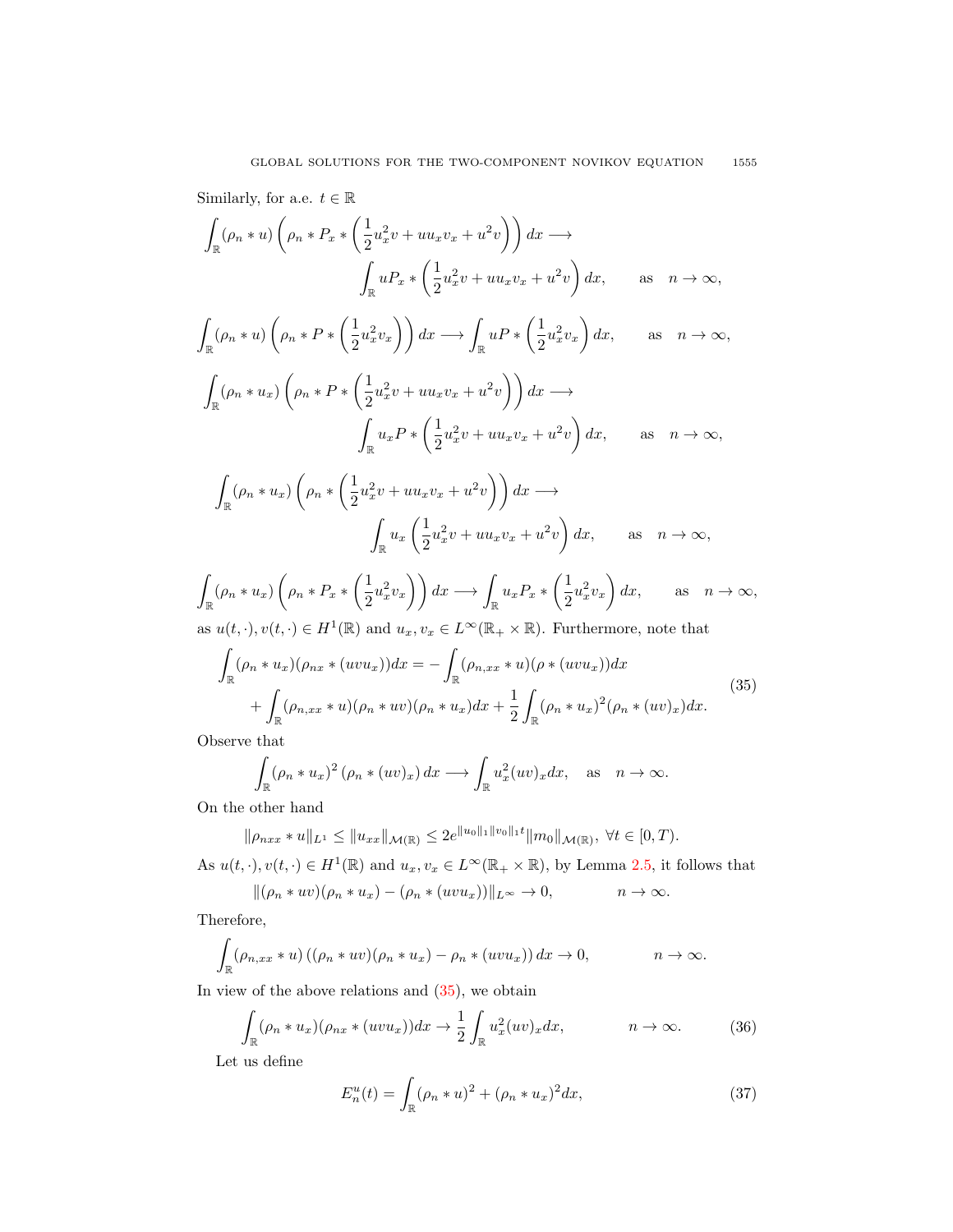Similarly, for a.e. $t \in \mathbb{R}$

$$
\int_{\mathbb{R}} (\rho_n * u) \left( \rho_n * P_x * \left( \frac{1}{2} u_x^2 v + u u_x v_x + u^2 v \right) \right) dx \longrightarrow \int_{\mathbb{R}} u P_x * \left( \frac{1}{2} u_x^2 v + u u_x v_x + u^2 v \right) dx, \qquad \text{as} \quad n \to \infty,
$$

$$
\int_{\mathbb{R}} (\rho_n * u) \left( \rho_n * P * \left( \frac{1}{2} u_x^2 v_x \right) \right) dx \longrightarrow \int_{\mathbb{R}} u P * \left( \frac{1}{2} u_x^2 v_x \right) dx, \qquad \text{as} \quad n \to \infty,
$$

$$
\int_{\mathbb{R}} (\rho_n * u_x) \left( \rho_n * P * \left( \frac{1}{2} u_x^2 v + u u_x v_x + u^2 v \right) \right) dx \longrightarrow \int_{\mathbb{R}} u_x P * \left( \frac{1}{2} u_x^2 v + u u_x v_x + u^2 v \right) dx, \qquad \text{as} \quad n \to \infty,
$$

$$
\int_{\mathbb{R}} (\rho_n * u_x) \left( \rho_n * \left( \frac{1}{2} u_x^2 v + u u_x v_x + u^2 v \right) \right) dx \longrightarrow \int_{\mathbb{R}} u_x \left( \frac{1}{2} u_x^2 v + u u_x v_x + u^2 v \right) dx, \qquad \text{as} \quad n \to \infty,
$$

$$
\int_{\mathbb{R}} (\rho_n * u_x) \left( \rho_n * P_x * \left( \frac{1}{2} u_x^2 v_x \right) \right) dx \longrightarrow \int_{\mathbb{R}} u_x P_x * \left( \frac{1}{2} u_x^2 v_x \right) dx, \qquad \text{as} \quad n \to \infty,
$$

as $u(t,\cdot), v(t,\cdot) \in H^1(\mathbb{R})$ and $u_x, v_x \in L^\infty(\mathbb{R}_+ \times \mathbb{R})$. Furthermore, note that

$$
\begin{aligned}
\int_{\mathbb{R}} (\rho_n * u_x)(\rho_{nx} * (uvu_x)) dx = & - \int_{\mathbb{R}} (\rho_{n,xx} * u)(\rho * (uvu_x)) dx \\
& + \int_{\mathbb{R}} (\rho_{n,xx} * u)(\rho_n * uv)(\rho_n * u_x) dx + \frac{1}{2} \int_{\mathbb{R}} (\rho_n * u_x)^2 (\rho_n * (uv)_x) dx.
\end{aligned} \tag{35}
$$

Observe that

$$
\int_{\mathbb{R}} (\rho_n * u_x)^2 (\rho_n * (uv)_x) dx \longrightarrow \int_{\mathbb{R}} u_x^2 (uv)_x dx, \quad \text{as} \quad n \to \infty.
$$

On the other hand

$$
\|\rho_{nxx} * u\|_{L^1} \leq \|u_{xx}\|_{\mathcal{M}(\mathbb{R})} \leq 2 e^{\|u_0\|_1 \|v_0\|_1 t} \|m_0\|_{\mathcal{M}(\mathbb{R})}, \ \forall t \in [0, T).
$$

As $u(t,\cdot), v(t,\cdot) \in H^1(\mathbb{R})$ and $u_x, v_x \in L^\infty(\mathbb{R}_+ \times \mathbb{R})$, by Lemma 2.5, it follows that

$$
\|(\rho_n * uv)(\rho_n * u_x) - (\rho_n * (uvu_x))\|_{L^\infty} \to 0, \qquad n \to \infty.
$$

Therefore,

$$
\int_{\mathbb{R}} (\rho_{n,xx} * u) \left( (\rho_n * uv)(\rho_n * u_x) - \rho_n * (uvu_x) \right) dx \to 0, \qquad n \to \infty.
$$

In view of the above relations and (35), we obtain

$$
\int_{\mathbb{R}} (\rho_n * u_x)(\rho_{nx} * (uvu_x)) dx \to \frac{1}{2} \int_{\mathbb{R}} u_x^2 (uv)_x dx, \qquad n \to \infty. \tag{36}
$$

Let us define

$$
E_n^u(t) = \int_{\mathbb{R}} (\rho_n * u)^2 + (\rho_n * u_x)^2 dx, \tag{37}
$$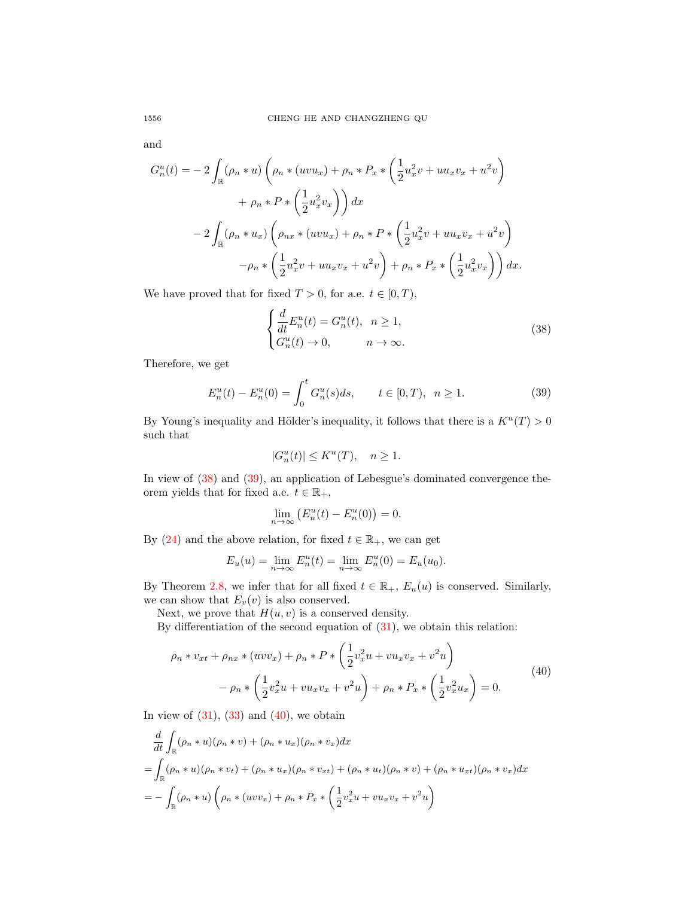and

$$
\begin{aligned}
G_n^u(t) = &-2\int_{\mathbb{R}}(\rho_n * u)\left(\rho_n * (uvu_x) + \rho_n * P_x * \left(\frac{1}{2}u_x^2 v + uu_x v_x + u^2 v\right)\right. \\
&\qquad \left. + \ \rho_n * P * \left(\frac{1}{2}u_x^2 v_x\right)\right) dx \\
&-2\int_{\mathbb{R}}(\rho_n * u_x)\left(\rho_{nx} * (uvu_x) + \rho_n * P * \left(\frac{1}{2}u_x^2 v + uu_x v_x + u^2 v\right)\right. \\
&\qquad \left. -\rho_n * \left(\frac{1}{2}u_x^2 v + uu_x v_x + u^2 v\right) + \rho_n * P_x * \left(\frac{1}{2}u_x^2 v_x\right)\right) dx.
\end{aligned}
$$

We have proved that for fixed $T > 0$, for a.e. $t \in [0, T)$,

$$
\begin{cases}
\dfrac{d}{dt}E_n^u(t) = G_n^u(t), & n \geq 1, \\
G_n^u(t) \to 0, & n \to \infty.
\end{cases} \tag{38}
$$

Therefore, we get

$$
E_n^u(t) - E_n^u(0) = \int_0^t G_n^u(s)ds, \qquad t \in [0, T), \ \ n \geq 1. \tag{39}
$$

By Young's inequality and Hölder's inequality, it follows that there is a $K^u(T) > 0$ such that

$$
|G_n^u(t)| \leq K^u(T), \quad n \geq 1.
$$

In view of (38) and (39), an application of Lebesgue's dominated convergence theorem yields that for fixed a.e. $t \in \mathbb{R}_+$,

$$
\lim_{n\to\infty}\left(E_n^u(t) - E_n^u(0)\right) = 0.
$$

By (24) and the above relation, for fixed $t \in \mathbb{R}_+$, we can get

$$
E_u(u) = \lim_{n\to\infty} E_n^u(t) = \lim_{n\to\infty} E_n^u(0) = E_u(u_0).
$$

By Theorem 2.8, we infer that for all fixed $t \in \mathbb{R}_+$, $E_u(u)$ is conserved. Similarly, we can show that $E_v(v)$ is also conserved.

Next, we prove that $H(u, v)$ is a conserved density.

By differentiation of the second equation of (31), we obtain this relation:

$$
\begin{aligned}
&\rho_n * v_{xt} + \rho_{nx} * (uvv_x) + \rho_n * P * \left(\frac{1}{2}v_x^2 u + vu_x v_x + v^2 u\right) \\
&\qquad - \rho_n * \left(\frac{1}{2}v_x^2 u + vu_x v_x + v^2 u\right) + \rho_n * P_x * \left(\frac{1}{2}v_x^2 u_x\right) = 0.
\end{aligned} \tag{40}
$$

In view of (31), (33) and (40), we obtain

$$
\begin{aligned}
&\frac{d}{dt}\int_{\mathbb{R}}(\rho_n * u)(\rho_n * v) + (\rho_n * u_x)(\rho_n * v_x)dx \\
&= \int_{\mathbb{R}}(\rho_n * u)(\rho_n * v_t) + (\rho_n * u_x)(\rho_n * v_{xt}) + (\rho_n * u_t)(\rho_n * v) + (\rho_n * u_{xt})(\rho_n * v_x)dx \\
&= -\int_{\mathbb{R}}(\rho_n * u)\left(\rho_n * (uvv_x) + \rho_n * P_x * \left(\frac{1}{2}v_x^2 u + vu_x v_x + v^2 u\right)\right.
\end{aligned}
$$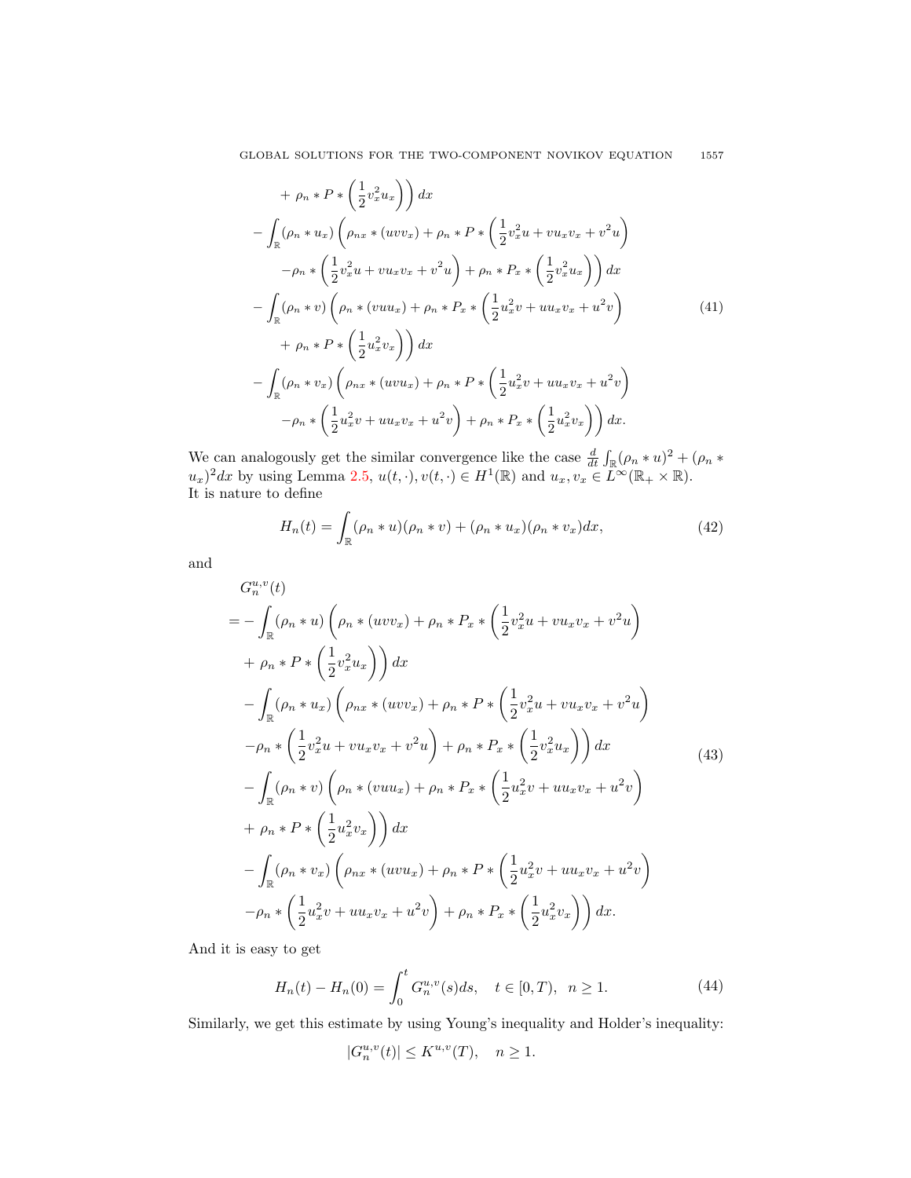$$
\begin{aligned}
&+\rho_n * P * \left(\frac{1}{2}v_x^2 u_x\right)\Big) dx \\
&-\int_{\mathbb{R}} (\rho_n * u_x) \left(\rho_{nx} * (uvv_x) + \rho_n * P * \left(\frac{1}{2}v_x^2 u + vu_x v_x + v^2 u\right)\right. \\
&\quad \left. -\rho_n * \left(\frac{1}{2}v_x^2 u + vu_x v_x + v^2 u\right) + \rho_n * P_x * \left(\frac{1}{2}v_x^2 u_x\right)\right) dx \\
&-\int_{\mathbb{R}} (\rho_n * v) \left(\rho_n * (vuu_x) + \rho_n * P_x * \left(\frac{1}{2}u_x^2 v + uu_x v_x + u^2 v\right)\right. \qquad (41)\\
&\quad \left. + \rho_n * P * \left(\frac{1}{2}u_x^2 v_x\right)\right) dx \\
&-\int_{\mathbb{R}} (\rho_n * v_x) \left(\rho_{nx} * (uvu_x) + \rho_n * P * \left(\frac{1}{2}u_x^2 v + uu_x v_x + u^2 v\right)\right. \\
&\quad \left. -\rho_n * \left(\frac{1}{2}u_x^2 v + uu_x v_x + u^2 v\right) + \rho_n * P_x * \left(\frac{1}{2}u_x^2 v_x\right)\right) dx.
\end{aligned}
$$

We can analogously get the similar convergence like the case $\frac{d}{dt}\int_{\mathbb{R}}(\rho_n * u)^2 + (\rho_n * u_x)^2 dx$ by using Lemma 2.5, $u(t,\cdot), v(t,\cdot) \in H^1(\mathbb{R})$ and $u_x, v_x \in L^\infty(\mathbb{R}_+ \times \mathbb{R})$. It is nature to define

$$
H_n(t) = \int_{\mathbb{R}} (\rho_n * u)(\rho_n * v) + (\rho_n * u_x)(\rho_n * v_x) dx, \tag{42}
$$

and

$$
\begin{aligned}
&G_n^{u,v}(t) \\
&= -\int_{\mathbb{R}} (\rho_n * u) \left(\rho_n * (uvv_x) + \rho_n * P_x * \left(\frac{1}{2}v_x^2 u + vu_x v_x + v^2 u\right)\right. \\
&\quad \left. + \rho_n * P * \left(\frac{1}{2}v_x^2 u_x\right)\right) dx \\
&\quad -\int_{\mathbb{R}} (\rho_n * u_x) \left(\rho_{nx} * (uvv_x) + \rho_n * P * \left(\frac{1}{2}v_x^2 u + vu_x v_x + v^2 u\right)\right. \\
&\quad \left. -\rho_n * \left(\frac{1}{2}v_x^2 u + vu_x v_x + v^2 u\right) + \rho_n * P_x * \left(\frac{1}{2}v_x^2 u_x\right)\right) dx \qquad (43)\\
&\quad -\int_{\mathbb{R}} (\rho_n * v) \left(\rho_n * (vuu_x) + \rho_n * P_x * \left(\frac{1}{2}u_x^2 v + uu_x v_x + u^2 v\right)\right. \\
&\quad \left. + \rho_n * P * \left(\frac{1}{2}u_x^2 v_x\right)\right) dx \\
&\quad -\int_{\mathbb{R}} (\rho_n * v_x) \left(\rho_{nx} * (uvu_x) + \rho_n * P * \left(\frac{1}{2}u_x^2 v + uu_x v_x + u^2 v\right)\right. \\
&\quad \left. -\rho_n * \left(\frac{1}{2}u_x^2 v + uu_x v_x + u^2 v\right) + \rho_n * P_x * \left(\frac{1}{2}u_x^2 v_x\right)\right) dx.
\end{aligned}
$$

And it is easy to get

$$
H_n(t) - H_n(0) = \int_0^t G_n^{u,v}(s) ds, \quad t \in [0,T), \quad n \geq 1. \tag{44}
$$

Similarly, we get this estimate by using Young's inequality and Holder's inequality:

$$
|G_n^{u,v}(t)| \leq K^{u,v}(T), \quad n \geq 1.
$$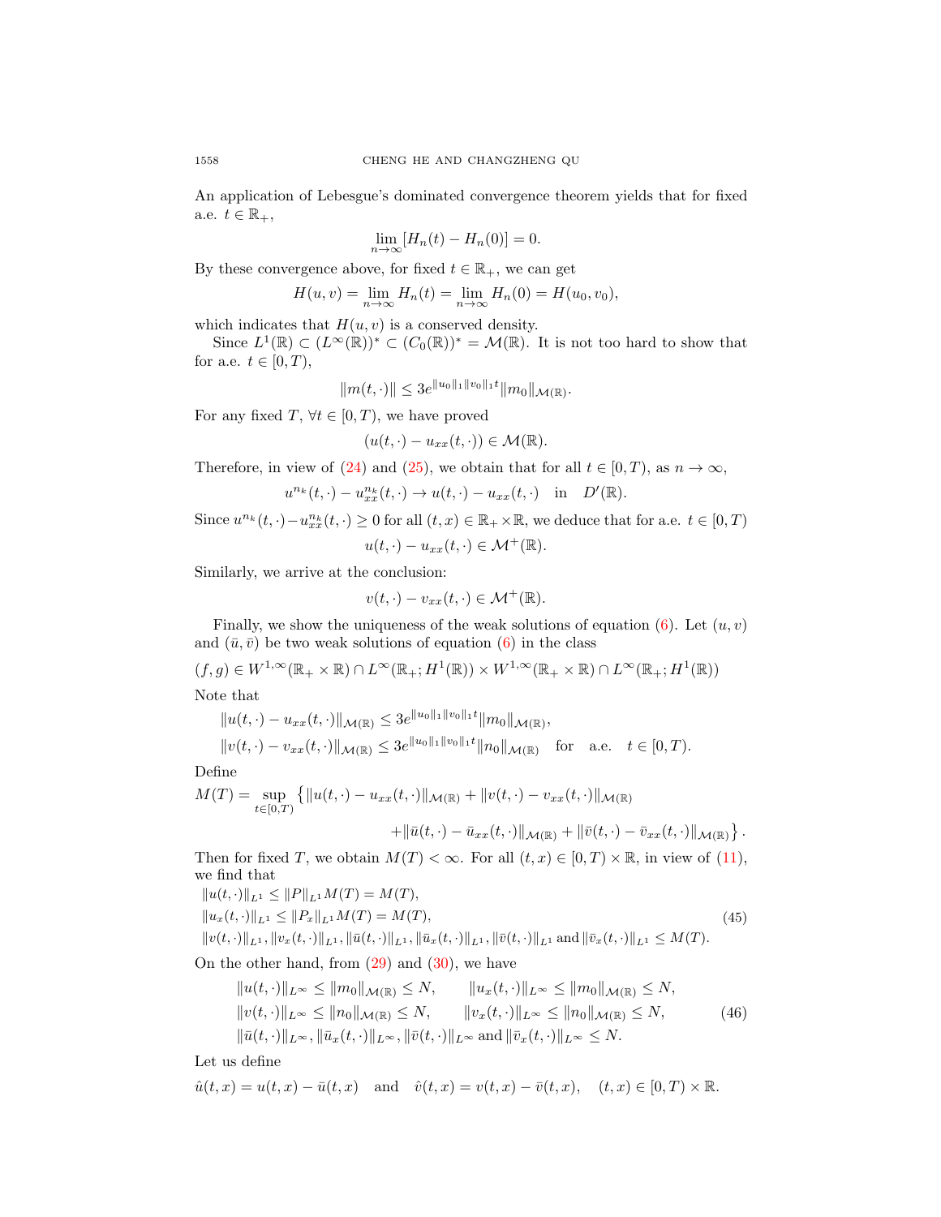An application of Lebesgue's dominated convergence theorem yields that for fixed a.e. $t \in \mathbb{R}_+$,

$$\lim_{n\to\infty} [H_n(t) - H_n(0)] = 0.$$

By these convergence above, for fixed $t \in \mathbb{R}_+$, we can get

$$H(u, v) = \lim_{n\to\infty} H_n(t) = \lim_{n\to\infty} H_n(0) = H(u_0, v_0),$$

which indicates that $H(u, v)$ is a conserved density.

Since $L^1(\mathbb{R}) \subset (L^\infty(\mathbb{R}))^* \subset (C_0(\mathbb{R}))^* = \mathcal{M}(\mathbb{R})$. It is not too hard to show that for a.e. $t \in [0, T)$,

$$\|m(t, \cdot)\| \leq 3e^{\|u_0\|_1 \|v_0\|_1 t} \|m_0\|_{\mathcal{M}(\mathbb{R})}.$$

For any fixed $T$, $\forall t \in [0, T)$, we have proved

$$(u(t, \cdot) - u_{xx}(t, \cdot)) \in \mathcal{M}(\mathbb{R}).$$

Therefore, in view of (24) and (25), we obtain that for all $t \in [0, T)$, as $n \to \infty$,

$$u^{n_k}(t, \cdot) - u^{n_k}_{xx}(t, \cdot) \to u(t, \cdot) - u_{xx}(t, \cdot) \quad \text{in} \quad D'(\mathbb{R}).$$

Since $u^{n_k}(t, \cdot) - u^{n_k}_{xx}(t, \cdot) \geq 0$ for all $(t, x) \in \mathbb{R}_+ \times \mathbb{R}$, we deduce that for a.e. $t \in [0, T)$

$$u(t, \cdot) - u_{xx}(t, \cdot) \in \mathcal{M}^+(\mathbb{R}).$$

Similarly, we arrive at the conclusion:

$$v(t, \cdot) - v_{xx}(t, \cdot) \in \mathcal{M}^+(\mathbb{R}).$$

Finally, we show the uniqueness of the weak solutions of equation (6). Let $(u, v)$ and $(\bar{u}, \bar{v})$ be two weak solutions of equation (6) in the class

$$(f, g) \in W^{1,\infty}(\mathbb{R}_+ \times \mathbb{R}) \cap L^\infty(\mathbb{R}_+; H^1(\mathbb{R})) \times W^{1,\infty}(\mathbb{R}_+ \times \mathbb{R}) \cap L^\infty(\mathbb{R}_+; H^1(\mathbb{R}))$$

Note that

$$\|u(t, \cdot) - u_{xx}(t, \cdot)\|_{\mathcal{M}(\mathbb{R})} \leq 3e^{\|u_0\|_1 \|v_0\|_1 t} \|m_0\|_{\mathcal{M}(\mathbb{R})},$$
$$\|v(t, \cdot) - v_{xx}(t, \cdot)\|_{\mathcal{M}(\mathbb{R})} \leq 3e^{\|u_0\|_1 \|v_0\|_1 t} \|n_0\|_{\mathcal{M}(\mathbb{R})} \quad \text{for} \quad \text{a.e.} \quad t \in [0, T).$$

Define

$$M(T) = \sup_{t\in[0,T)} \big\{ \|u(t, \cdot) - u_{xx}(t, \cdot)\|_{\mathcal{M}(\mathbb{R})} + \|v(t, \cdot) - v_{xx}(t, \cdot)\|_{\mathcal{M}(\mathbb{R})} + \|\bar{u}(t, \cdot) - \bar{u}_{xx}(t, \cdot)\|_{\mathcal{M}(\mathbb{R})} + \|\bar{v}(t, \cdot) - \bar{v}_{xx}(t, \cdot)\|_{\mathcal{M}(\mathbb{R})} \big\}.$$

Then for fixed $T$, we obtain $M(T) < \infty$. For all $(t, x) \in [0, T) \times \mathbb{R}$, in view of (11), we find that

$$\begin{aligned}
&\|u(t, \cdot)\|_{L^1} \leq \|P\|_{L^1} M(T) = M(T), \\
&\|u_x(t, \cdot)\|_{L^1} \leq \|P_x\|_{L^1} M(T) = M(T), \\
&\|v(t, \cdot)\|_{L^1}, \|v_x(t, \cdot)\|_{L^1}, \|\bar{u}(t, \cdot)\|_{L^1}, \|\bar{u}_x(t, \cdot)\|_{L^1}, \|\bar{v}(t, \cdot)\|_{L^1} \text{ and } \|\bar{v}_x(t, \cdot)\|_{L^1} \leq M(T).
\end{aligned} \tag{45}$$

On the other hand, from (29) and (30), we have

$$\begin{aligned}
&\|u(t, \cdot)\|_{L^\infty} \leq \|m_0\|_{\mathcal{M}(\mathbb{R})} \leq N, \qquad \|u_x(t, \cdot)\|_{L^\infty} \leq \|m_0\|_{\mathcal{M}(\mathbb{R})} \leq N, \\
&\|v(t, \cdot)\|_{L^\infty} \leq \|n_0\|_{\mathcal{M}(\mathbb{R})} \leq N, \qquad \|v_x(t, \cdot)\|_{L^\infty} \leq \|n_0\|_{\mathcal{M}(\mathbb{R})} \leq N, \\
&\|\bar{u}(t, \cdot)\|_{L^\infty}, \|\bar{u}_x(t, \cdot)\|_{L^\infty}, \|\bar{v}(t, \cdot)\|_{L^\infty} \text{ and } \|\bar{v}_x(t, \cdot)\|_{L^\infty} \leq N.
\end{aligned} \tag{46}$$

Let us define

$$\hat{u}(t, x) = u(t, x) - \bar{u}(t, x) \quad \text{and} \quad \hat{v}(t, x) = v(t, x) - \bar{v}(t, x), \quad (t, x) \in [0, T) \times \mathbb{R}.$$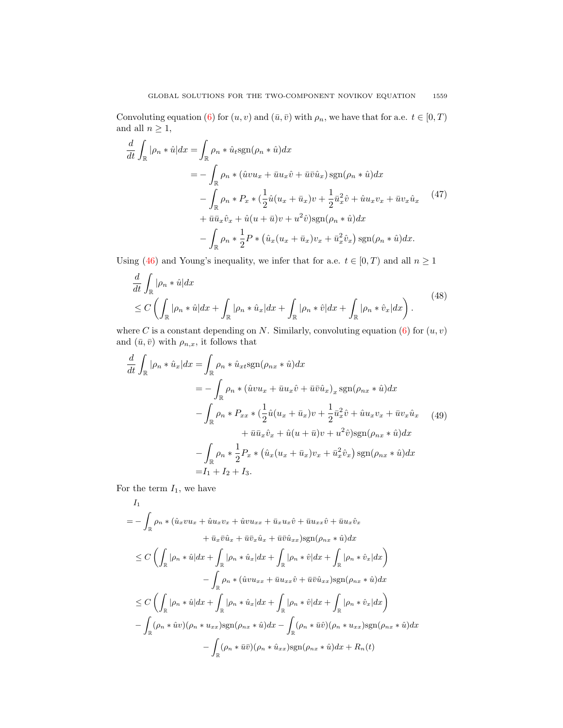Convoluting equation (6) for $(u,v)$ and $(\bar{u},\bar{v})$ with $\rho_n$, we have that for a.e. $t\in[0,T)$ and all $n\geq 1$,

$$
\begin{aligned}
\frac{d}{dt}\int_{\mathbb{R}}|\rho_n*\hat{u}|dx =& \int_{\mathbb{R}}\rho_n*\hat{u}_t\operatorname{sgn}(\rho_n*\hat{u})dx\\
=&-\int_{\mathbb{R}}\rho_n*(\hat{u}vu_x+\bar{u}u_x\hat{v}+\bar{u}\bar{v}\hat{u}_x)\operatorname{sgn}(\rho_n*\hat{u})dx\\
&-\int_{\mathbb{R}}\rho_n*P_x*(\frac{1}{2}\hat{u}(u_x+\bar{u}_x)v+\frac{1}{2}\bar{u}_x^2\hat{v}+\hat{u}u_xv_x+\bar{u}v_x\hat{u}_x\\
&+\bar{u}\bar{u}_x\hat{v}_x+\hat{u}(u+\bar{u})v+u^2\hat{v})\operatorname{sgn}(\rho_n*\hat{u})dx\\
&-\int_{\mathbb{R}}\rho_n*\frac{1}{2}P*\left(\hat{u}_x(u_x+\bar{u}_x)v_x+\bar{u}_x^2\hat{v}_x\right)\operatorname{sgn}(\rho_n*\hat{u})dx.
\end{aligned}
\tag{47}
$$

Using (46) and Young's inequality, we infer that for a.e. $t\in[0,T)$ and all $n\geq 1$

$$
\begin{aligned}
&\frac{d}{dt}\int_{\mathbb{R}}|\rho_n*\hat{u}|dx\\
&\leq C\left(\int_{\mathbb{R}}|\rho_n*\hat{u}|dx+\int_{\mathbb{R}}|\rho_n*\hat{u}_x|dx+\int_{\mathbb{R}}|\rho_n*\hat{v}|dx+\int_{\mathbb{R}}|\rho_n*\hat{v}_x|dx\right).
\end{aligned}
\tag{48}
$$

where $C$ is a constant depending on $N$. Similarly, convoluting equation (6) for $(u,v)$ and $(\bar{u},\bar{v})$ with $\rho_{n,x}$, it follows that

$$
\begin{aligned}
\frac{d}{dt}\int_{\mathbb{R}}|\rho_n*\hat{u}_x|dx =& \int_{\mathbb{R}}\rho_n*\hat{u}_{xt}\operatorname{sgn}(\rho_{nx}*\hat{u})dx\\
=&-\int_{\mathbb{R}}\rho_n*(\hat{u}vu_x+\bar{u}u_x\hat{v}+\bar{u}\bar{v}\hat{u}_x)_x\operatorname{sgn}(\rho_{nx}*\hat{u})dx\\
&-\int_{\mathbb{R}}\rho_n*P_{xx}*(\frac{1}{2}\hat{u}(u_x+\bar{u}_x)v+\frac{1}{2}\bar{u}_x^2\hat{v}+\hat{u}u_xv_x+\bar{u}v_x\hat{u}_x\\
&+\bar{u}\bar{u}_x\hat{v}_x+\hat{u}(u+\bar{u})v+u^2\hat{v})\operatorname{sgn}(\rho_{nx}*\hat{u})dx\\
&-\int_{\mathbb{R}}\rho_n*\frac{1}{2}P_x*\left(\hat{u}_x(u_x+\bar{u}_x)v_x+\bar{u}_x^2\hat{v}_x\right)\operatorname{sgn}(\rho_{nx}*\hat{u})dx\\
=&I_1+I_2+I_3.
\end{aligned}
\tag{49}
$$

For the term $I_1$, we have

$$
\begin{aligned}
&I_1\\
=&-\int_{\mathbb{R}}\rho_n*(\hat{u}_xvu_x+\hat{u}u_xv_x+\hat{u}vu_{xx}+\bar{u}_xu_x\hat{v}+\bar{u}u_{xx}\hat{v}+\bar{u}u_x\hat{v}_x\\
&+\bar{u}_x\bar{v}\hat{u}_x+\bar{u}\bar{v}_x\hat{u}_x+\bar{u}\bar{v}\hat{u}_{xx})\operatorname{sgn}(\rho_{nx}*\hat{u})dx\\
\leq& C\left(\int_{\mathbb{R}}|\rho_n*\hat{u}|dx+\int_{\mathbb{R}}|\rho_n*\hat{u}_x|dx+\int_{\mathbb{R}}|\rho_n*\hat{v}|dx+\int_{\mathbb{R}}|\rho_n*\hat{v}_x|dx\right)\\
&-\int_{\mathbb{R}}\rho_n*(\hat{u}vu_{xx}+\bar{u}u_{xx}\hat{v}+\bar{u}\bar{v}\hat{u}_{xx})\operatorname{sgn}(\rho_{nx}*\hat{u})dx\\
\leq& C\left(\int_{\mathbb{R}}|\rho_n*\hat{u}|dx+\int_{\mathbb{R}}|\rho_n*\hat{u}_x|dx+\int_{\mathbb{R}}|\rho_n*\hat{v}|dx+\int_{\mathbb{R}}|\rho_n*\hat{v}_x|dx\right)\\
&-\int_{\mathbb{R}}(\rho_n*\hat{u}v)(\rho_n*u_{xx})\operatorname{sgn}(\rho_{nx}*\hat{u})dx-\int_{\mathbb{R}}(\rho_n*\bar{u}\hat{v})(\rho_n*u_{xx})\operatorname{sgn}(\rho_{nx}*\hat{u})dx\\
&-\int_{\mathbb{R}}(\rho_n*\bar{u}\bar{v})(\rho_n*\hat{u}_{xx})\operatorname{sgn}(\rho_{nx}*\hat{u})dx+R_n(t)
\end{aligned}
$$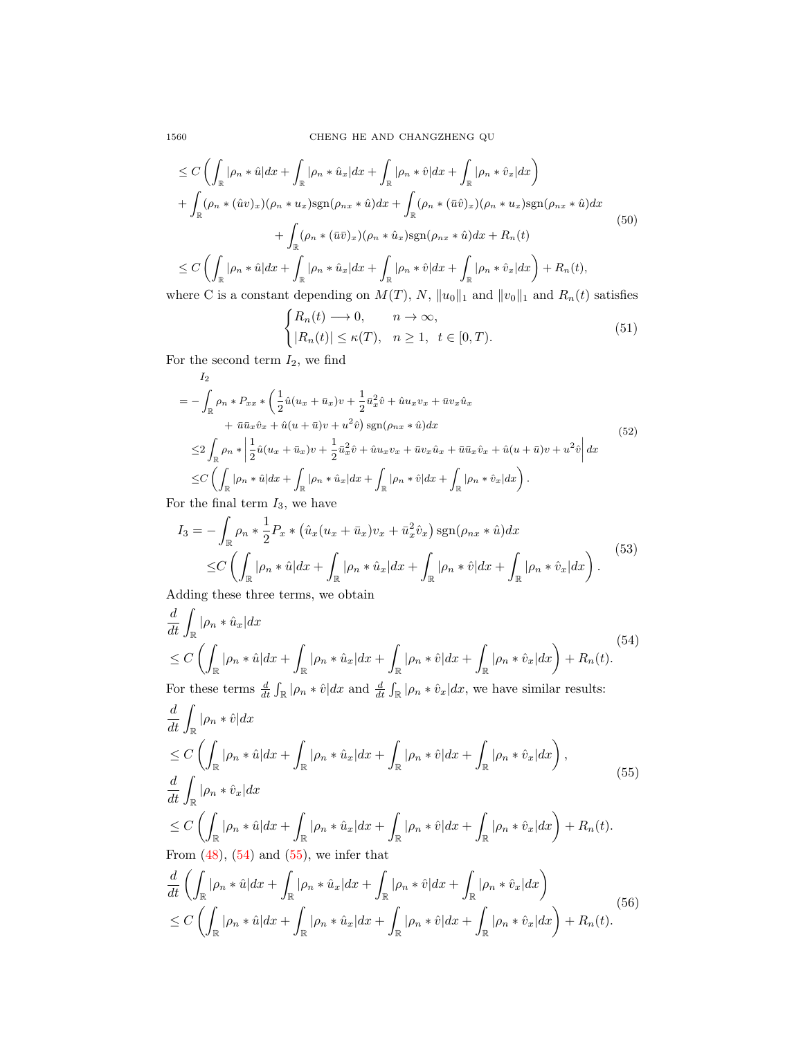$$
\begin{aligned}
&\le C\left(\int_{\mathbb{R}}|\rho_n*\hat{u}|dx+\int_{\mathbb{R}}|\rho_n*\hat{u}_x|dx+\int_{\mathbb{R}}|\rho_n*\hat{v}|dx+\int_{\mathbb{R}}|\rho_n*\hat{v}_x|dx\right)\\
&+\int_{\mathbb{R}}(\rho_n*(\hat{u}v)_x)(\rho_n*u_x)\mathrm{sgn}(\rho_{nx}*\hat{u})dx+\int_{\mathbb{R}}(\rho_n*(\bar{u}\hat{v})_x)(\rho_n*u_x)\mathrm{sgn}(\rho_{nx}*\hat{u})dx\\
&\qquad\qquad+\int_{\mathbb{R}}(\rho_n*(\bar{u}\bar{v})_x)(\rho_n*\hat{u}_x)\mathrm{sgn}(\rho_{nx}*\hat{u})dx+R_n(t)\\
&\le C\left(\int_{\mathbb{R}}|\rho_n*\hat{u}|dx+\int_{\mathbb{R}}|\rho_n*\hat{u}_x|dx+\int_{\mathbb{R}}|\rho_n*\hat{v}|dx+\int_{\mathbb{R}}|\rho_n*\hat{v}_x|dx\right)+R_n(t),
\end{aligned}
\tag{50}
$$

where C is a constant depending on $M(T)$, $N$, $\|u_0\|_1$ and $\|v_0\|_1$ and $R_n(t)$ satisfies

$$
\begin{cases}
R_n(t)\longrightarrow 0, & n\to\infty,\\
|R_n(t)|\le\kappa(T), & n\ge 1,\ \ t\in[0,T).
\end{cases}
\tag{51}
$$

For the second term $I_2$, we find

$$
\begin{aligned}
&I_2\\
&=-\int_{\mathbb{R}}\rho_n*P_{xx}*\Big(\frac{1}{2}\hat{u}(u_x+\bar{u}_x)v+\frac{1}{2}\bar{u}_x^2\hat{v}+\hat{u}u_xv_x+\bar{u}v_x\hat{u}_x\\
&\qquad+\bar{u}\bar{u}_x\hat{v}_x+\hat{u}(u+\bar{u})v+u^2\hat{v}\Big)\,\mathrm{sgn}(\rho_{nx}*\hat{u})dx\\
&\le 2\int_{\mathbb{R}}\rho_n*\left|\frac{1}{2}\hat{u}(u_x+\bar{u}_x)v+\frac{1}{2}\bar{u}_x^2\hat{v}+\hat{u}u_xv_x+\bar{u}v_x\hat{u}_x+\bar{u}\bar{u}_x\hat{v}_x+\hat{u}(u+\bar{u})v+u^2\hat{v}\right|dx\\
&\le C\left(\int_{\mathbb{R}}|\rho_n*\hat{u}|dx+\int_{\mathbb{R}}|\rho_n*\hat{u}_x|dx+\int_{\mathbb{R}}|\rho_n*\hat{v}|dx+\int_{\mathbb{R}}|\rho_n*\hat{v}_x|dx\right).
\end{aligned}
\tag{52}
$$

For the final term $I_3$, we have

$$
\begin{aligned}
I_3&=-\int_{\mathbb{R}}\rho_n*\frac{1}{2}P_x*\left(\hat{u}_x(u_x+\bar{u}_x)v_x+\bar{u}_x^2\hat{v}_x\right)\mathrm{sgn}(\rho_{nx}*\hat{u})dx\\
&\le C\left(\int_{\mathbb{R}}|\rho_n*\hat{u}|dx+\int_{\mathbb{R}}|\rho_n*\hat{u}_x|dx+\int_{\mathbb{R}}|\rho_n*\hat{v}|dx+\int_{\mathbb{R}}|\rho_n*\hat{v}_x|dx\right).
\end{aligned}
\tag{53}
$$

Adding these three terms, we obtain

$$
\begin{aligned}
&\frac{d}{dt}\int_{\mathbb{R}}|\rho_n*\hat{u}_x|dx\\
&\le C\left(\int_{\mathbb{R}}|\rho_n*\hat{u}|dx+\int_{\mathbb{R}}|\rho_n*\hat{u}_x|dx+\int_{\mathbb{R}}|\rho_n*\hat{v}|dx+\int_{\mathbb{R}}|\rho_n*\hat{v}_x|dx\right)+R_n(t).
\end{aligned}
\tag{54}
$$

For these terms $\frac{d}{dt}\int_{\mathbb{R}}|\rho_n*\hat{v}|dx$ and $\frac{d}{dt}\int_{\mathbb{R}}|\rho_n*\hat{v}_x|dx$, we have similar results:

$$
\begin{aligned}
&\frac{d}{dt}\int_{\mathbb{R}}|\rho_n*\hat{v}|dx\\
&\le C\left(\int_{\mathbb{R}}|\rho_n*\hat{u}|dx+\int_{\mathbb{R}}|\rho_n*\hat{u}_x|dx+\int_{\mathbb{R}}|\rho_n*\hat{v}|dx+\int_{\mathbb{R}}|\rho_n*\hat{v}_x|dx\right),\\
&\frac{d}{dt}\int_{\mathbb{R}}|\rho_n*\hat{v}_x|dx\\
&\le C\left(\int_{\mathbb{R}}|\rho_n*\hat{u}|dx+\int_{\mathbb{R}}|\rho_n*\hat{u}_x|dx+\int_{\mathbb{R}}|\rho_n*\hat{v}|dx+\int_{\mathbb{R}}|\rho_n*\hat{v}_x|dx\right)+R_n(t).
\end{aligned}
\tag{55}
$$

From (48), (54) and (55), we infer that

$$
\begin{aligned}
&\frac{d}{dt}\left(\int_{\mathbb{R}}|\rho_n*\hat{u}|dx+\int_{\mathbb{R}}|\rho_n*\hat{u}_x|dx+\int_{\mathbb{R}}|\rho_n*\hat{v}|dx+\int_{\mathbb{R}}|\rho_n*\hat{v}_x|dx\right)\\
&\le C\left(\int_{\mathbb{R}}|\rho_n*\hat{u}|dx+\int_{\mathbb{R}}|\rho_n*\hat{u}_x|dx+\int_{\mathbb{R}}|\rho_n*\hat{v}|dx+\int_{\mathbb{R}}|\rho_n*\hat{v}_x|dx\right)+R_n(t).
\end{aligned}
\tag{56}
$$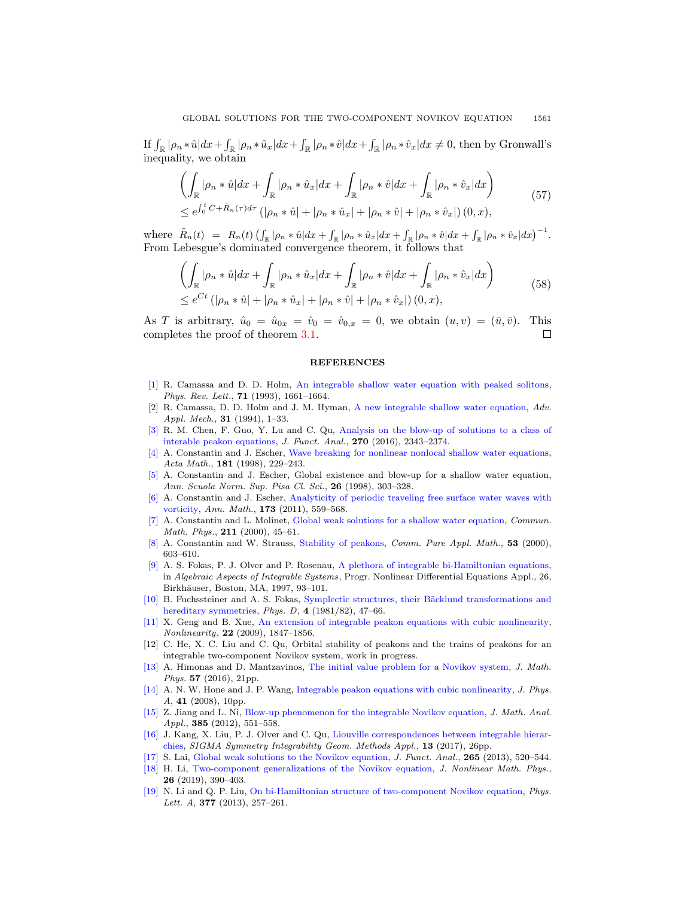If $\int_{\mathbb{R}} |\rho_n * \hat{u}|dx + \int_{\mathbb{R}} |\rho_n * \hat{u}_x|dx + \int_{\mathbb{R}} |\rho_n * \hat{v}|dx + \int_{\mathbb{R}} |\rho_n * \hat{v}_x|dx \neq 0$, then by Gronwall's inequality, we obtain

$$
\begin{aligned}
&\left(\int_{\mathbb{R}} |\rho_n * \hat{u}|dx + \int_{\mathbb{R}} |\rho_n * \hat{u}_x|dx + \int_{\mathbb{R}} |\rho_n * \hat{v}|dx + \int_{\mathbb{R}} |\rho_n * \hat{v}_x|dx\right) \\
&\leq e^{\int_0^t C + \tilde{R}_n(\tau)d\tau} \left(|\rho_n * \hat{u}| + |\rho_n * \hat{u}_x| + |\rho_n * \hat{v}| + |\rho_n * \hat{v}_x|\right)(0,x),
\end{aligned}
\tag{57}
$$

where $\tilde{R}_n(t) = R_n(t)\left(\int_{\mathbb{R}} |\rho_n * \hat{u}|dx + \int_{\mathbb{R}} |\rho_n * \hat{u}_x|dx + \int_{\mathbb{R}} |\rho_n * \hat{v}|dx + \int_{\mathbb{R}} |\rho_n * \hat{v}_x|dx\right)^{-1}$. From Lebesgue's dominated convergence theorem, it follows that

$$
\begin{aligned}
&\left(\int_{\mathbb{R}} |\rho_n * \hat{u}|dx + \int_{\mathbb{R}} |\rho_n * \hat{u}_x|dx + \int_{\mathbb{R}} |\rho_n * \hat{v}|dx + \int_{\mathbb{R}} |\rho_n * \hat{v}_x|dx\right) \\
&\leq e^{Ct} \left(|\rho_n * \hat{u}| + |\rho_n * \hat{u}_x| + |\rho_n * \hat{v}| + |\rho_n * \hat{v}_x|\right)(0,x),
\end{aligned}
\tag{58}
$$

As $T$ is arbitrary, $\hat{u}_0 = \hat{u}_{0x} = \hat{v}_0 = \hat{v}_{0,x} = 0$, we obtain $(u,v) = (\bar{u},\bar{v})$. This completes the proof of theorem 3.1. ◻

## REFERENCES

[1] R. Camassa and D. D. Holm, An integrable shallow water equation with peaked solitons, *Phys. Rev. Lett.*, **71** (1993), 1661–1664.

[2] R. Camassa, D. D. Holm and J. M. Hyman, A new integrable shallow water equation, *Adv. Appl. Mech.*, **31** (1994), 1–33.

[3] R. M. Chen, F. Guo, Y. Lu and C. Qu, Analysis on the blow-up of solutions to a class of interable peakon equations, *J. Funct. Anal.*, **270** (2016), 2343–2374.

[4] A. Constantin and J. Escher, Wave breaking for nonlinear nonlocal shallow water equations, *Acta Math.*, **181** (1998), 229–243.

[5] A. Constantin and J. Escher, Global existence and blow-up for a shallow water equation, *Ann. Scuola Norm. Sup. Pisa Cl. Sci.*, **26** (1998), 303–328.

[6] A. Constantin and J. Escher, Analyticity of periodic traveling free surface water waves with vorticity, *Ann. Math.*, **173** (2011), 559–568.

[7] A. Constantin and L. Molinet, Global weak solutions for a shallow water equation, *Commun. Math. Phys.*, **211** (2000), 45–61.

[8] A. Constantin and W. Strauss, Stability of peakons, *Comm. Pure Appl. Math.*, **53** (2000), 603–610.

[9] A. S. Fokas, P. J. Olver and P. Rosenau, A plethora of integrable bi-Hamiltonian equations, in *Algebraic Aspects of Integrable Systems*, Progr. Nonlinear Differential Equations Appl., 26, Birkhäuser, Boston, MA, 1997, 93–101.

[10] B. Fuchssteiner and A. S. Fokas, Symplectic structures, their Bäcklund transformations and hereditary symmetries, *Phys. D*, **4** (1981/82), 47–66.

[11] X. Geng and B. Xue, An extension of integrable peakon equations with cubic nonlinearity, *Nonlinearity*, **22** (2009), 1847–1856.

[12] C. He, X. C. Liu and C. Qu, Orbital stability of peakons and the trains of peakons for an integrable two-component Novikov system, work in progress.

[13] A. Himonas and D. Mantzavinos, The initial value problem for a Novikov system, *J. Math. Phys.* **57** (2016), 21pp.

[14] A. N. W. Hone and J. P. Wang, Integrable peakon equations with cubic nonlinearity, *J. Phys. A*, **41** (2008), 10pp.

[15] Z. Jiang and L. Ni, Blow-up phenomenon for the integrable Novikov equation, *J. Math. Anal. Appl.*, **385** (2012), 551–558.

[16] J. Kang, X. Liu, P. J. Olver and C. Qu, Liouville correspondences between integrable hierarchies, *SIGMA Symmetry Integrability Geom. Methods Appl.*, **13** (2017), 26pp.

[17] S. Lai, Global weak solutions to the Novikov equation, *J. Funct. Anal.*, **265** (2013), 520–544.

[18] H. Li, Two-component generalizations of the Novikov equation, *J. Nonlinear Math. Phys.*, **26** (2019), 390–403.

[19] N. Li and Q. P. Liu, On bi-Hamiltonian structure of two-component Novikov equation, *Phys. Lett. A*, **377** (2013), 257–261.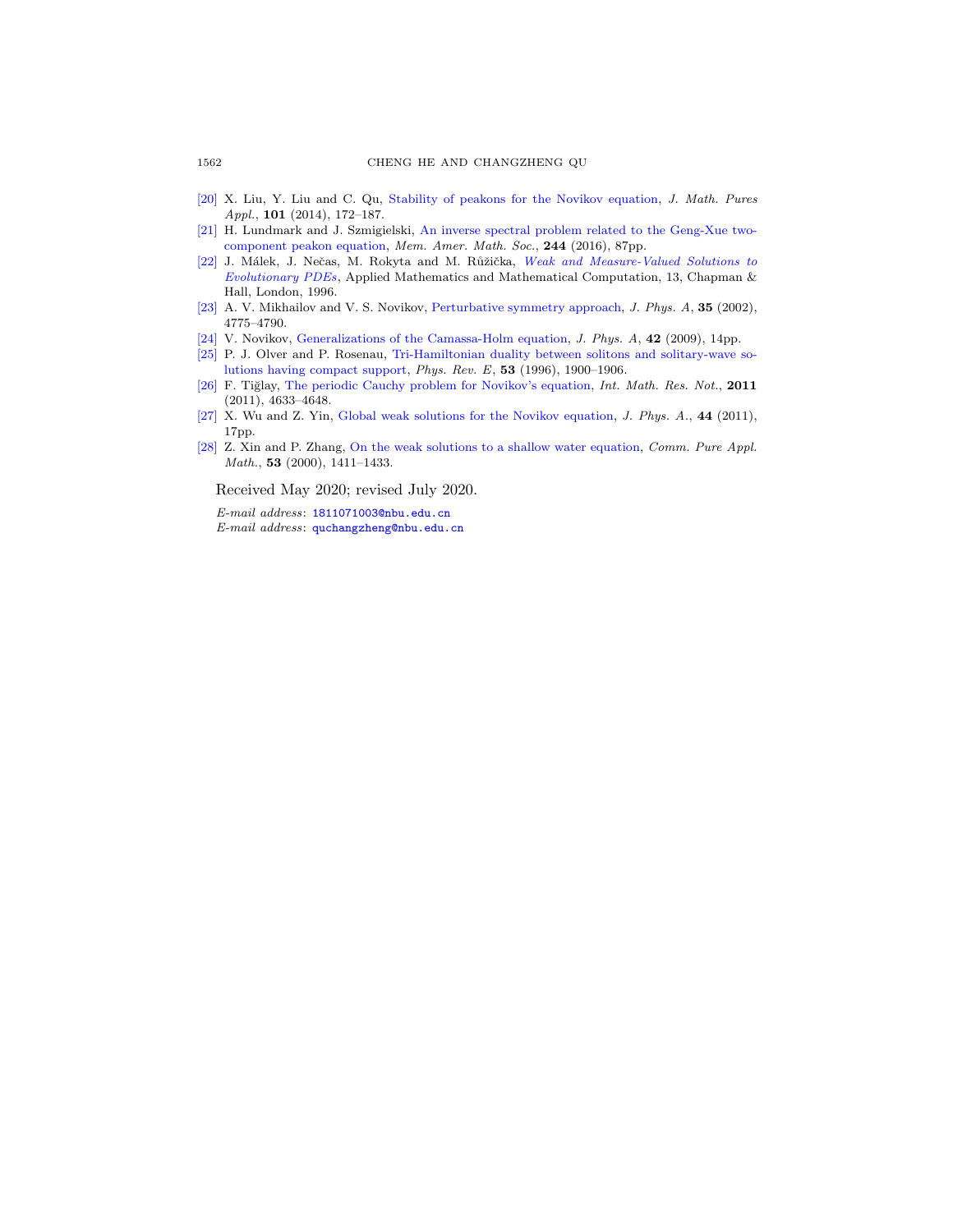[20] X. Liu, Y. Liu and C. Qu, Stability of peakons for the Novikov equation, *J. Math. Pures Appl.*, **101** (2014), 172–187.

[21] H. Lundmark and J. Szmigielski, An inverse spectral problem related to the Geng-Xue two-component peakon equation, *Mem. Amer. Math. Soc.*, **244** (2016), 87pp.

[22] J. Málek, J. Nečas, M. Rokyta and M. Růžička, *Weak and Measure-Valued Solutions to Evolutionary PDEs*, Applied Mathematics and Mathematical Computation, 13, Chapman & Hall, London, 1996.

[23] A. V. Mikhailov and V. S. Novikov, Perturbative symmetry approach, *J. Phys. A*, **35** (2002), 4775–4790.

[24] V. Novikov, Generalizations of the Camassa-Holm equation, *J. Phys. A*, **42** (2009), 14pp.

[25] P. J. Olver and P. Rosenau, Tri-Hamiltonian duality between solitons and solitary-wave solutions having compact support, *Phys. Rev. E*, **53** (1996), 1900–1906.

[26] F. Tiğlay, The periodic Cauchy problem for Novikov's equation, *Int. Math. Res. Not.*, **2011** (2011), 4633–4648.

[27] X. Wu and Z. Yin, Global weak solutions for the Novikov equation, *J. Phys. A.*, **44** (2011), 17pp.

[28] Z. Xin and P. Zhang, On the weak solutions to a shallow water equation, *Comm. Pure Appl. Math.*, **53** (2000), 1411–1433.

Received May 2020; revised July 2020.

*E-mail address*: 1811071003@nbu.edu.cn
*E-mail address*: quchangzheng@nbu.edu.cn